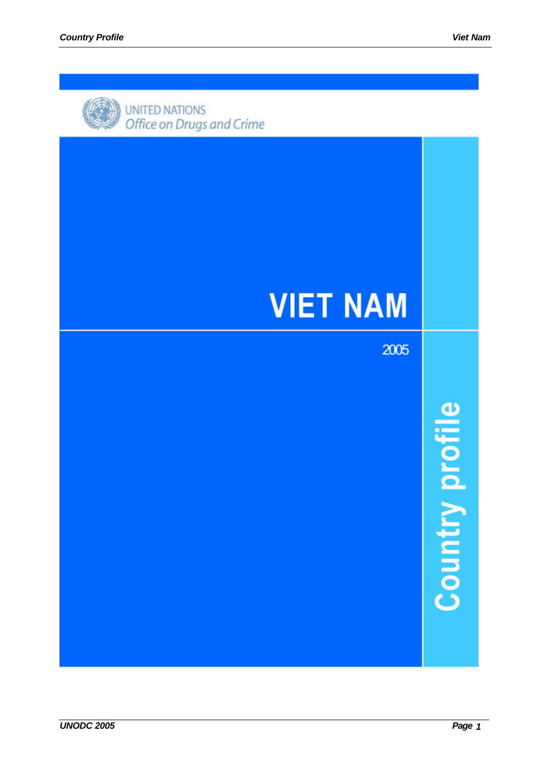UNITED NATIONS
*Office on Drugs and Crime*

# VIET NAM

2005

**Country profile**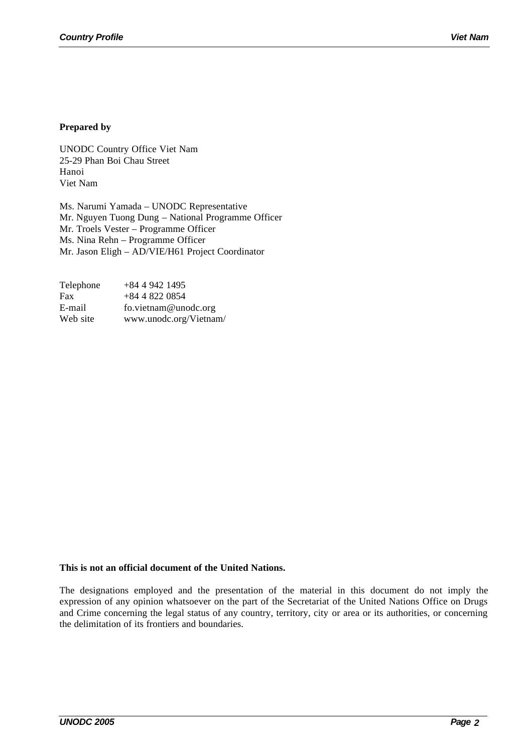**Prepared by**

UNODC Country Office Viet Nam
25-29 Phan Boi Chau Street
Hanoi
Viet Nam

Ms. Narumi Yamada – UNODC Representative
Mr. Nguyen Tuong Dung – National Programme Officer
Mr. Troels Vester – Programme Officer
Ms. Nina Rehn – Programme Officer
Mr. Jason Eligh – AD/VIE/H61 Project Coordinator

| | |
|---|---|
| Telephone | +84 4 942 1495 |
| Fax | +84 4 822 0854 |
| E-mail | fo.vietnam@unodc.org |
| Web site | www.unodc.org/Vietnam/ |

**This is not an official document of the United Nations.**

The designations employed and the presentation of the material in this document do not imply the expression of any opinion whatsoever on the part of the Secretariat of the United Nations Office on Drugs and Crime concerning the legal status of any country, territory, city or area or its authorities, or concerning the delimitation of its frontiers and boundaries.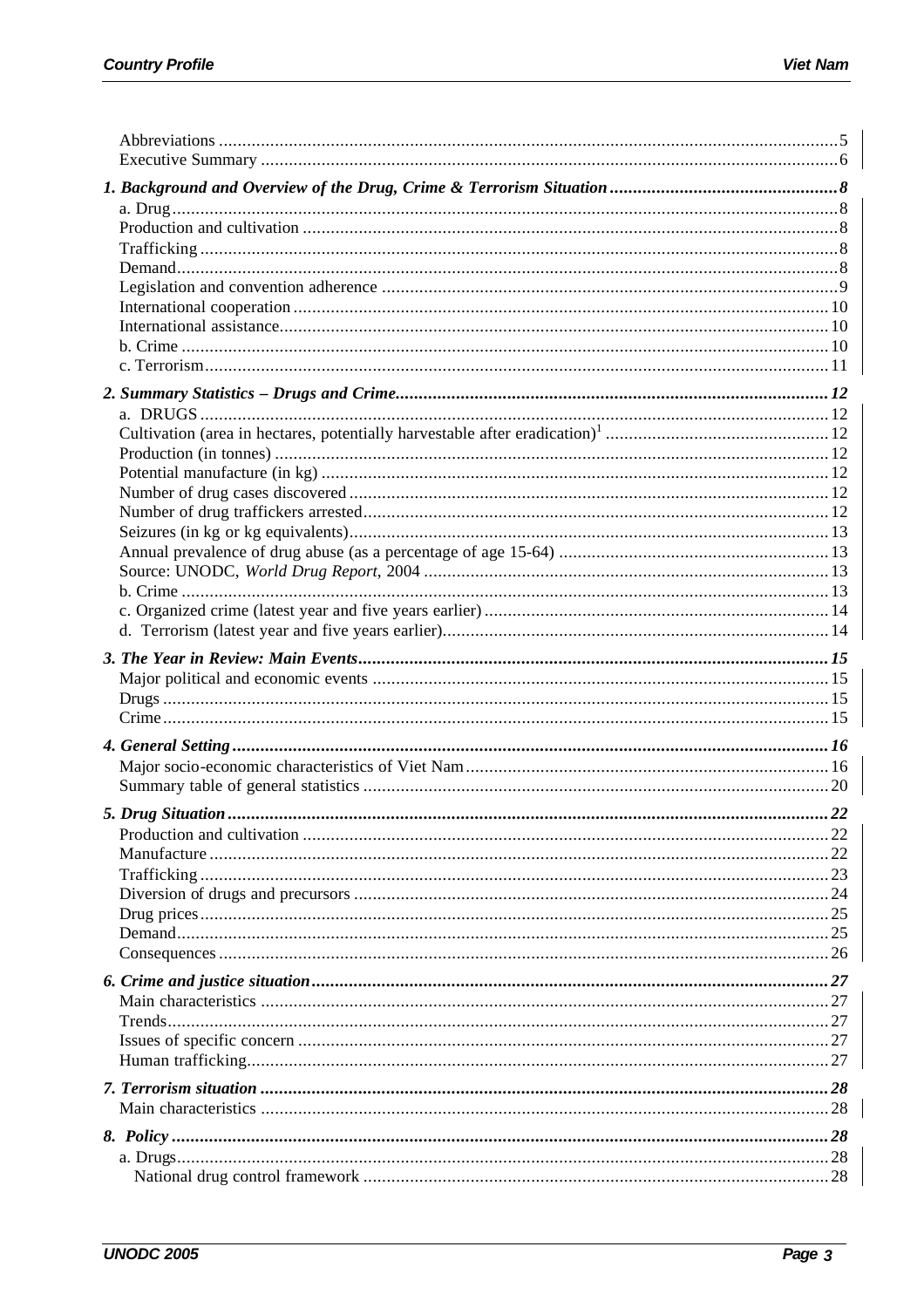Abbreviations ..... 5
Executive Summary ..... 6

***1. Background and Overview of the Drug, Crime & Terrorism Situation ..... 8***

a. Drug ..... 8
Production and cultivation ..... 8
Trafficking ..... 8
Demand ..... 8
Legislation and convention adherence ..... 9
International cooperation ..... 10
International assistance ..... 10
b. Crime ..... 10
c. Terrorism ..... 11

***2. Summary Statistics – Drugs and Crime ..... 12***

a. DRUGS ..... 12
Cultivation (area in hectares, potentially harvestable after eradication)[1] ..... 12
Production (in tonnes) ..... 12
Potential manufacture (in kg) ..... 12
Number of drug cases discovered ..... 12
Number of drug traffickers arrested ..... 12
Seizures (in kg or kg equivalents) ..... 13
Annual prevalence of drug abuse (as a percentage of age 15-64) ..... 13
Source: UNODC, *World Drug Report*, 2004 ..... 13
b. Crime ..... 13
c. Organized crime (latest year and five years earlier) ..... 14
d. Terrorism (latest year and five years earlier) ..... 14

***3. The Year in Review: Main Events ..... 15***

Major political and economic events ..... 15
Drugs ..... 15
Crime ..... 15

***4. General Setting ..... 16***

Major socio-economic characteristics of Viet Nam ..... 16
Summary table of general statistics ..... 20

***5. Drug Situation ..... 22***

Production and cultivation ..... 22
Manufacture ..... 22
Trafficking ..... 23
Diversion of drugs and precursors ..... 24
Drug prices ..... 25
Demand ..... 25
Consequences ..... 26

***6. Crime and justice situation ..... 27***

Main characteristics ..... 27
Trends ..... 27
Issues of specific concern ..... 27
Human trafficking ..... 27

***7. Terrorism situation ..... 28***

Main characteristics ..... 28

***8. Policy ..... 28***

a. Drugs ..... 28
National drug control framework ..... 28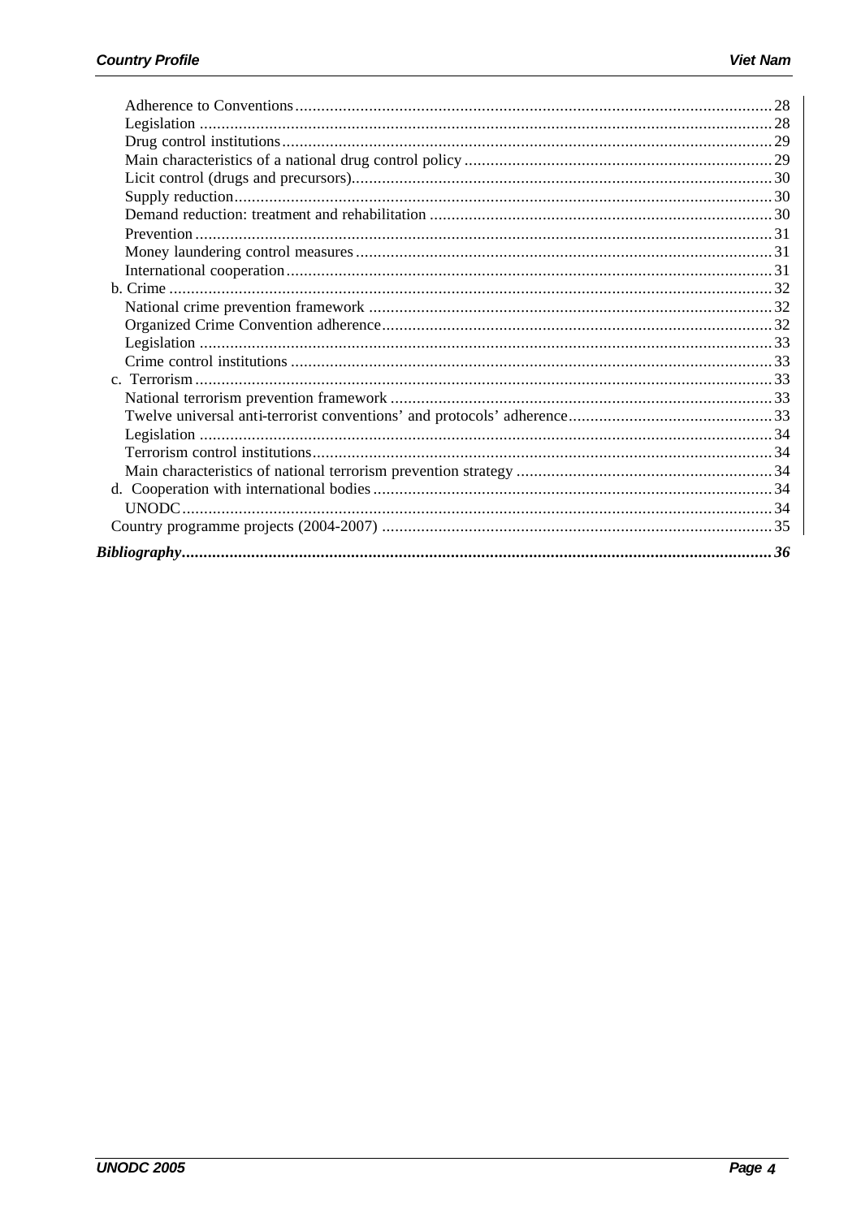Adherence to Conventions ............ 28
Legislation ............ 28
Drug control institutions ............ 29
Main characteristics of a national drug control policy ............ 29
Licit control (drugs and precursors) ............ 30
Supply reduction ............ 30
Demand reduction: treatment and rehabilitation ............ 30
Prevention ............ 31
Money laundering control measures ............ 31
International cooperation ............ 31

b. Crime ............ 32
National crime prevention framework ............ 32
Organized Crime Convention adherence ............ 32
Legislation ............ 33
Crime control institutions ............ 33

c. Terrorism ............ 33
National terrorism prevention framework ............ 33
Twelve universal anti-terrorist conventions' and protocols' adherence ............ 33
Legislation ............ 34
Terrorism control institutions ............ 34
Main characteristics of national terrorism prevention strategy ............ 34

d. Cooperation with international bodies ............ 34
UNODC ............ 34

Country programme projects (2004-2007) ............ 35

***Bibliography ............ 36***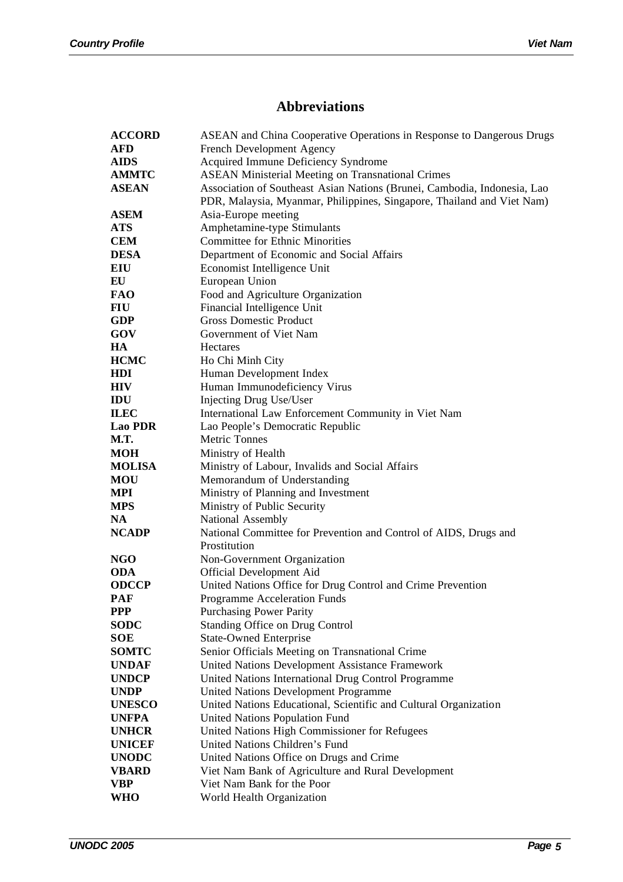## Abbreviations

| | |
|---|---|
| **ACCORD** | ASEAN and China Cooperative Operations in Response to Dangerous Drugs |
| **AFD** | French Development Agency |
| **AIDS** | Acquired Immune Deficiency Syndrome |
| **AMMTC** | ASEAN Ministerial Meeting on Transnational Crimes |
| **ASEAN** | Association of Southeast Asian Nations (Brunei, Cambodia, Indonesia, Lao PDR, Malaysia, Myanmar, Philippines, Singapore, Thailand and Viet Nam) |
| **ASEM** | Asia-Europe meeting |
| **ATS** | Amphetamine-type Stimulants |
| **CEM** | Committee for Ethnic Minorities |
| **DESA** | Department of Economic and Social Affairs |
| **EIU** | Economist Intelligence Unit |
| **EU** | European Union |
| **FAO** | Food and Agriculture Organization |
| **FIU** | Financial Intelligence Unit |
| **GDP** | Gross Domestic Product |
| **GOV** | Government of Viet Nam |
| **HA** | Hectares |
| **HCMC** | Ho Chi Minh City |
| **HDI** | Human Development Index |
| **HIV** | Human Immunodeficiency Virus |
| **IDU** | Injecting Drug Use/User |
| **ILEC** | International Law Enforcement Community in Viet Nam |
| **Lao PDR** | Lao People's Democratic Republic |
| **M.T.** | Metric Tonnes |
| **MOH** | Ministry of Health |
| **MOLISA** | Ministry of Labour, Invalids and Social Affairs |
| **MOU** | Memorandum of Understanding |
| **MPI** | Ministry of Planning and Investment |
| **MPS** | Ministry of Public Security |
| **NA** | National Assembly |
| **NCADP** | National Committee for Prevention and Control of AIDS, Drugs and Prostitution |
| **NGO** | Non-Government Organization |
| **ODA** | Official Development Aid |
| **ODCCP** | United Nations Office for Drug Control and Crime Prevention |
| **PAF** | Programme Acceleration Funds |
| **PPP** | Purchasing Power Parity |
| **SODC** | Standing Office on Drug Control |
| **SOE** | State-Owned Enterprise |
| **SOMTC** | Senior Officials Meeting on Transnational Crime |
| **UNDAF** | United Nations Development Assistance Framework |
| **UNDCP** | United Nations International Drug Control Programme |
| **UNDP** | United Nations Development Programme |
| **UNESCO** | United Nations Educational, Scientific and Cultural Organization |
| **UNFPA** | United Nations Population Fund |
| **UNHCR** | United Nations High Commissioner for Refugees |
| **UNICEF** | United Nations Children's Fund |
| **UNODC** | United Nations Office on Drugs and Crime |
| **VBARD** | Viet Nam Bank of Agriculture and Rural Development |
| **VBP** | Viet Nam Bank for the Poor |
| **WHO** | World Health Organization |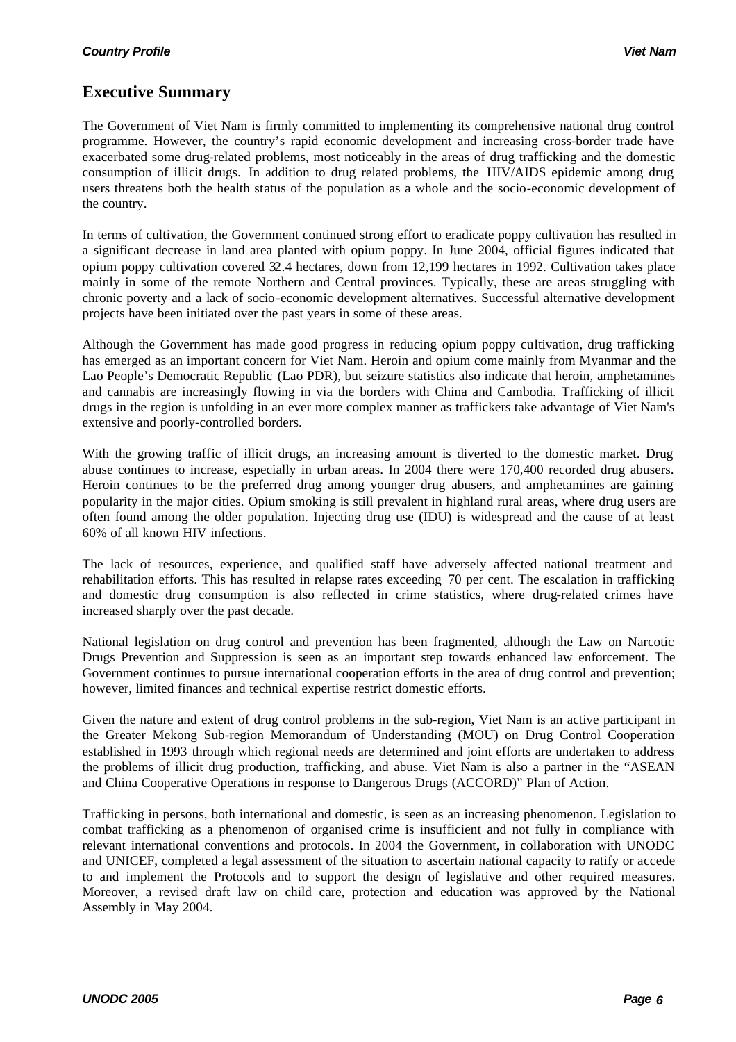## Executive Summary

The Government of Viet Nam is firmly committed to implementing its comprehensive national drug control programme. However, the country's rapid economic development and increasing cross-border trade have exacerbated some drug-related problems, most noticeably in the areas of drug trafficking and the domestic consumption of illicit drugs. In addition to drug related problems, the HIV/AIDS epidemic among drug users threatens both the health status of the population as a whole and the socio-economic development of the country.

In terms of cultivation, the Government continued strong effort to eradicate poppy cultivation has resulted in a significant decrease in land area planted with opium poppy. In June 2004, official figures indicated that opium poppy cultivation covered 32.4 hectares, down from 12,199 hectares in 1992. Cultivation takes place mainly in some of the remote Northern and Central provinces. Typically, these are areas struggling with chronic poverty and a lack of socio-economic development alternatives. Successful alternative development projects have been initiated over the past years in some of these areas.

Although the Government has made good progress in reducing opium poppy cultivation, drug trafficking has emerged as an important concern for Viet Nam. Heroin and opium come mainly from Myanmar and the Lao People's Democratic Republic (Lao PDR), but seizure statistics also indicate that heroin, amphetamines and cannabis are increasingly flowing in via the borders with China and Cambodia. Trafficking of illicit drugs in the region is unfolding in an ever more complex manner as traffickers take advantage of Viet Nam's extensive and poorly-controlled borders.

With the growing traffic of illicit drugs, an increasing amount is diverted to the domestic market. Drug abuse continues to increase, especially in urban areas. In 2004 there were 170,400 recorded drug abusers. Heroin continues to be the preferred drug among younger drug abusers, and amphetamines are gaining popularity in the major cities. Opium smoking is still prevalent in highland rural areas, where drug users are often found among the older population. Injecting drug use (IDU) is widespread and the cause of at least 60% of all known HIV infections.

The lack of resources, experience, and qualified staff have adversely affected national treatment and rehabilitation efforts. This has resulted in relapse rates exceeding 70 per cent. The escalation in trafficking and domestic drug consumption is also reflected in crime statistics, where drug-related crimes have increased sharply over the past decade.

National legislation on drug control and prevention has been fragmented, although the Law on Narcotic Drugs Prevention and Suppression is seen as an important step towards enhanced law enforcement. The Government continues to pursue international cooperation efforts in the area of drug control and prevention; however, limited finances and technical expertise restrict domestic efforts.

Given the nature and extent of drug control problems in the sub-region, Viet Nam is an active participant in the Greater Mekong Sub-region Memorandum of Understanding (MOU) on Drug Control Cooperation established in 1993 through which regional needs are determined and joint efforts are undertaken to address the problems of illicit drug production, trafficking, and abuse. Viet Nam is also a partner in the "ASEAN and China Cooperative Operations in response to Dangerous Drugs (ACCORD)" Plan of Action.

Trafficking in persons, both international and domestic, is seen as an increasing phenomenon. Legislation to combat trafficking as a phenomenon of organised crime is insufficient and not fully in compliance with relevant international conventions and protocols. In 2004 the Government, in collaboration with UNODC and UNICEF, completed a legal assessment of the situation to ascertain national capacity to ratify or accede to and implement the Protocols and to support the design of legislative and other required measures. Moreover, a revised draft law on child care, protection and education was approved by the National Assembly in May 2004.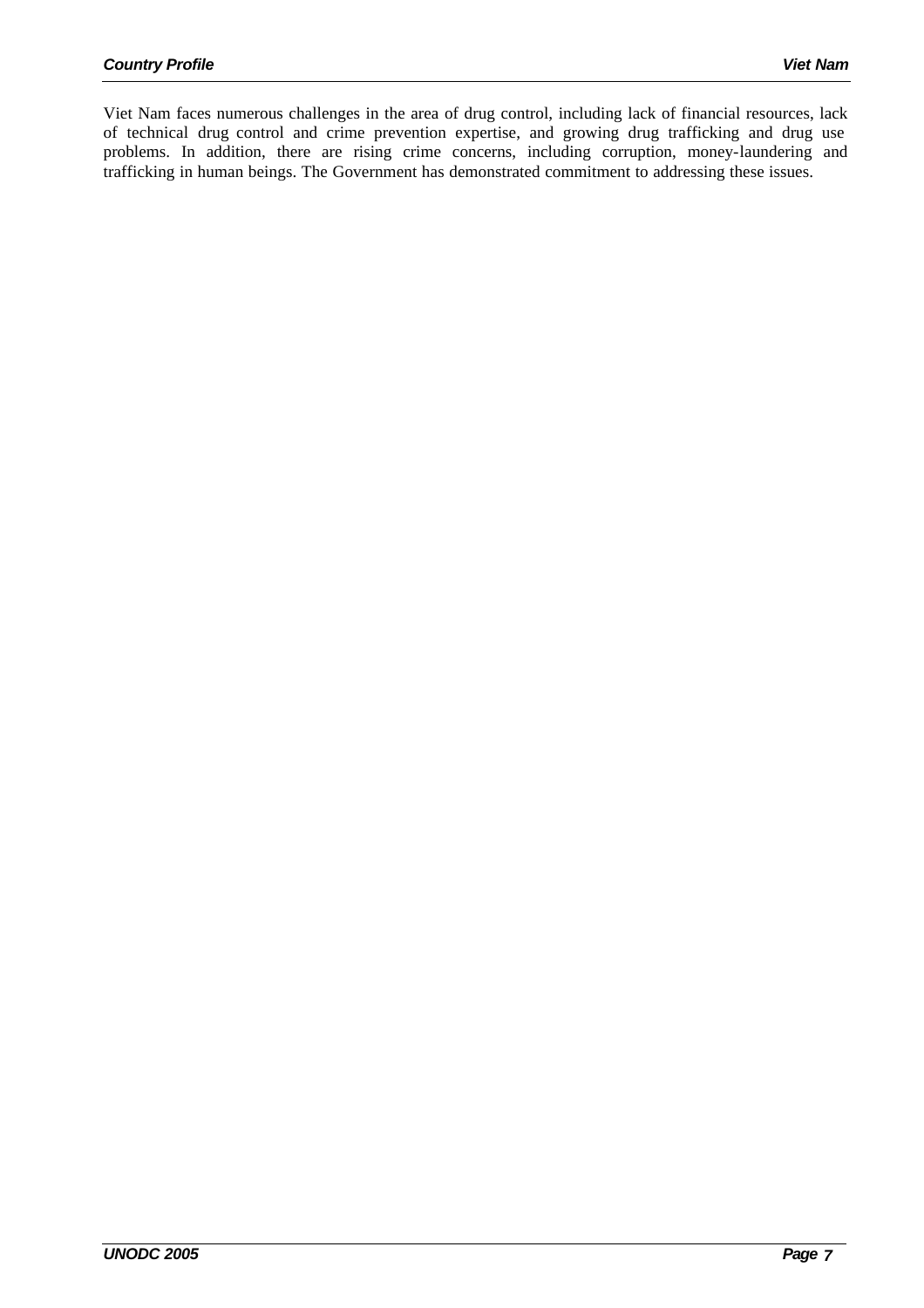Viet Nam faces numerous challenges in the area of drug control, including lack of financial resources, lack of technical drug control and crime prevention expertise, and growing drug trafficking and drug use problems. In addition, there are rising crime concerns, including corruption, money-laundering and trafficking in human beings. The Government has demonstrated commitment to addressing these issues.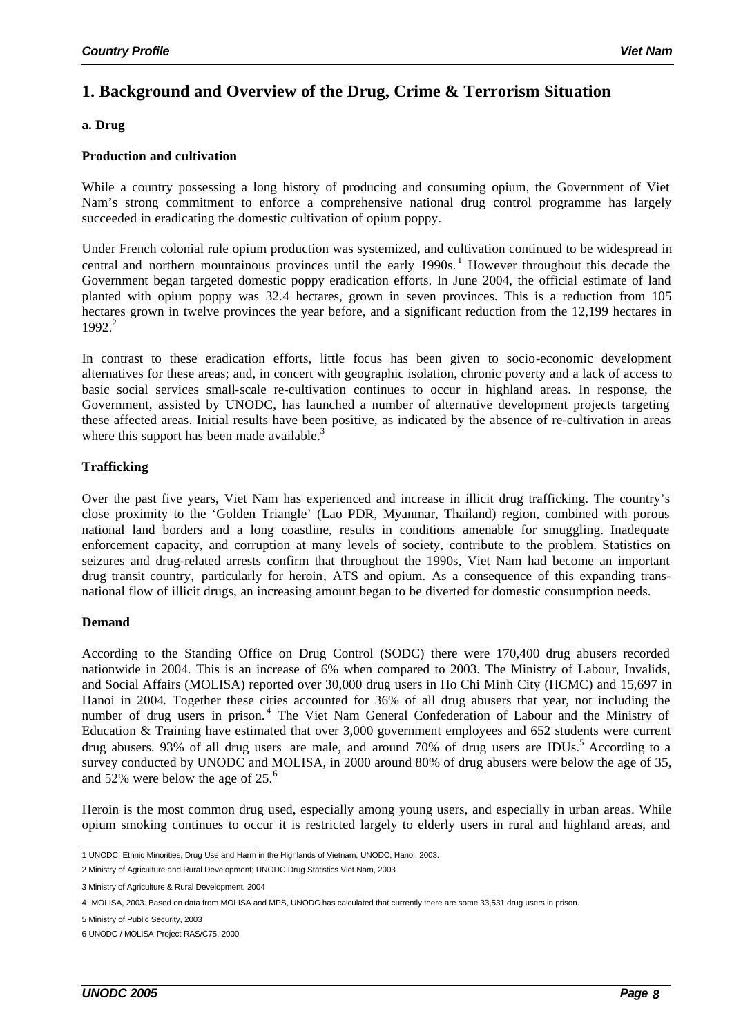# 1. Background and Overview of the Drug, Crime & Terrorism Situation

## a. Drug

### Production and cultivation

While a country possessing a long history of producing and consuming opium, the Government of Viet Nam's strong commitment to enforce a comprehensive national drug control programme has largely succeeded in eradicating the domestic cultivation of opium poppy.

Under French colonial rule opium production was systemized, and cultivation continued to be widespread in central and northern mountainous provinces until the early 1990s.[1] However throughout this decade the Government began targeted domestic poppy eradication efforts. In June 2004, the official estimate of land planted with opium poppy was 32.4 hectares, grown in seven provinces. This is a reduction from 105 hectares grown in twelve provinces the year before, and a significant reduction from the 12,199 hectares in 1992.[2]

In contrast to these eradication efforts, little focus has been given to socio-economic development alternatives for these areas; and, in concert with geographic isolation, chronic poverty and a lack of access to basic social services small-scale re-cultivation continues to occur in highland areas. In response, the Government, assisted by UNODC, has launched a number of alternative development projects targeting these affected areas. Initial results have been positive, as indicated by the absence of re-cultivation in areas where this support has been made available.[3]

### Trafficking

Over the past five years, Viet Nam has experienced and increase in illicit drug trafficking. The country's close proximity to the 'Golden Triangle' (Lao PDR, Myanmar, Thailand) region, combined with porous national land borders and a long coastline, results in conditions amenable for smuggling. Inadequate enforcement capacity, and corruption at many levels of society, contribute to the problem. Statistics on seizures and drug-related arrests confirm that throughout the 1990s, Viet Nam had become an important drug transit country, particularly for heroin, ATS and opium. As a consequence of this expanding trans-national flow of illicit drugs, an increasing amount began to be diverted for domestic consumption needs.

### Demand

According to the Standing Office on Drug Control (SODC) there were 170,400 drug abusers recorded nationwide in 2004. This is an increase of 6% when compared to 2003. The Ministry of Labour, Invalids, and Social Affairs (MOLISA) reported over 30,000 drug users in Ho Chi Minh City (HCMC) and 15,697 in Hanoi in 2004. Together these cities accounted for 36% of all drug abusers that year, not including the number of drug users in prison.[4] The Viet Nam General Confederation of Labour and the Ministry of Education & Training have estimated that over 3,000 government employees and 652 students were current drug abusers. 93% of all drug users are male, and around 70% of drug users are IDUs.[5] According to a survey conducted by UNODC and MOLISA, in 2000 around 80% of drug abusers were below the age of 35, and 52% were below the age of 25.[6]

Heroin is the most common drug used, especially among young users, and especially in urban areas. While opium smoking continues to occur it is restricted largely to elderly users in rural and highland areas, and

---

1 UNODC, Ethnic Minorities, Drug Use and Harm in the Highlands of Vietnam, UNODC, Hanoi, 2003.

2 Ministry of Agriculture and Rural Development; UNODC Drug Statistics Viet Nam, 2003

3 Ministry of Agriculture & Rural Development, 2004

4 MOLISA, 2003. Based on data from MOLISA and MPS, UNODC has calculated that currently there are some 33,531 drug users in prison.

5 Ministry of Public Security, 2003

6 UNODC / MOLISA Project RAS/C75, 2000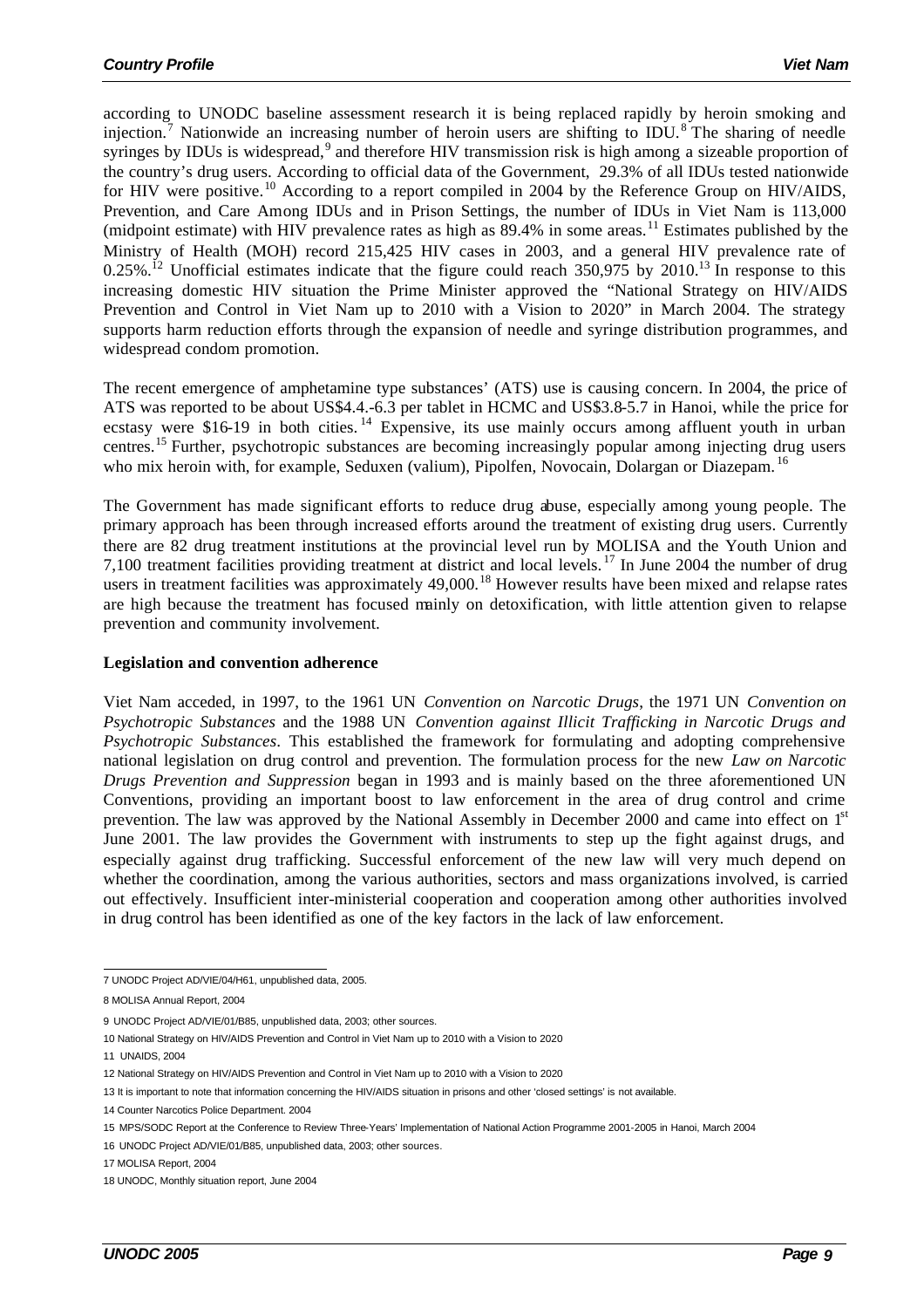according to UNODC baseline assessment research it is being replaced rapidly by heroin smoking and injection.[7] Nationwide an increasing number of heroin users are shifting to IDU.[8] The sharing of needle syringes by IDUs is widespread,[9] and therefore HIV transmission risk is high among a sizeable proportion of the country's drug users. According to official data of the Government, 29.3% of all IDUs tested nationwide for HIV were positive.[10] According to a report compiled in 2004 by the Reference Group on HIV/AIDS, Prevention, and Care Among IDUs and in Prison Settings, the number of IDUs in Viet Nam is 113,000 (midpoint estimate) with HIV prevalence rates as high as 89.4% in some areas.[11] Estimates published by the Ministry of Health (MOH) record 215,425 HIV cases in 2003, and a general HIV prevalence rate of 0.25%.[12] Unofficial estimates indicate that the figure could reach 350,975 by 2010.[13] In response to this increasing domestic HIV situation the Prime Minister approved the "National Strategy on HIV/AIDS Prevention and Control in Viet Nam up to 2010 with a Vision to 2020" in March 2004. The strategy supports harm reduction efforts through the expansion of needle and syringe distribution programmes, and widespread condom promotion.

The recent emergence of amphetamine type substances' (ATS) use is causing concern. In 2004, the price of ATS was reported to be about US$4.4.-6.3 per tablet in HCMC and US$3.8-5.7 in Hanoi, while the price for ecstasy were $16-19 in both cities.[14] Expensive, its use mainly occurs among affluent youth in urban centres.[15] Further, psychotropic substances are becoming increasingly popular among injecting drug users who mix heroin with, for example, Seduxen (valium), Pipolfen, Novocain, Dolargan or Diazepam.[16]

The Government has made significant efforts to reduce drug abuse, especially among young people. The primary approach has been through increased efforts around the treatment of existing drug users. Currently there are 82 drug treatment institutions at the provincial level run by MOLISA and the Youth Union and 7,100 treatment facilities providing treatment at district and local levels.[17] In June 2004 the number of drug users in treatment facilities was approximately 49,000.[18] However results have been mixed and relapse rates are high because the treatment has focused mainly on detoxification, with little attention given to relapse prevention and community involvement.

**Legislation and convention adherence**

Viet Nam acceded, in 1997, to the 1961 UN *Convention on Narcotic Drugs*, the 1971 UN *Convention on Psychotropic Substances* and the 1988 UN *Convention against Illicit Trafficking in Narcotic Drugs and Psychotropic Substances*. This established the framework for formulating and adopting comprehensive national legislation on drug control and prevention. The formulation process for the new *Law on Narcotic Drugs Prevention and Suppression* began in 1993 and is mainly based on the three aforementioned UN Conventions, providing an important boost to law enforcement in the area of drug control and crime prevention. The law was approved by the National Assembly in December 2000 and came into effect on 1st June 2001. The law provides the Government with instruments to step up the fight against drugs, and especially against drug trafficking. Successful enforcement of the new law will very much depend on whether the coordination, among the various authorities, sectors and mass organizations involved, is carried out effectively. Insufficient inter-ministerial cooperation and cooperation among other authorities involved in drug control has been identified as one of the key factors in the lack of law enforcement.

---

7 UNODC Project AD/VIE/04/H61, unpublished data, 2005.

8 MOLISA Annual Report, 2004

9 UNODC Project AD/VIE/01/B85, unpublished data, 2003; other sources.

10 National Strategy on HIV/AIDS Prevention and Control in Viet Nam up to 2010 with a Vision to 2020

11 UNAIDS, 2004

12 National Strategy on HIV/AIDS Prevention and Control in Viet Nam up to 2010 with a Vision to 2020

13 It is important to note that information concerning the HIV/AIDS situation in prisons and other 'closed settings' is not available.

14 Counter Narcotics Police Department. 2004

15 MPS/SODC Report at the Conference to Review Three-Years' Implementation of National Action Programme 2001-2005 in Hanoi, March 2004

16 UNODC Project AD/VIE/01/B85, unpublished data, 2003; other sources.

17 MOLISA Report, 2004

18 UNODC, Monthly situation report, June 2004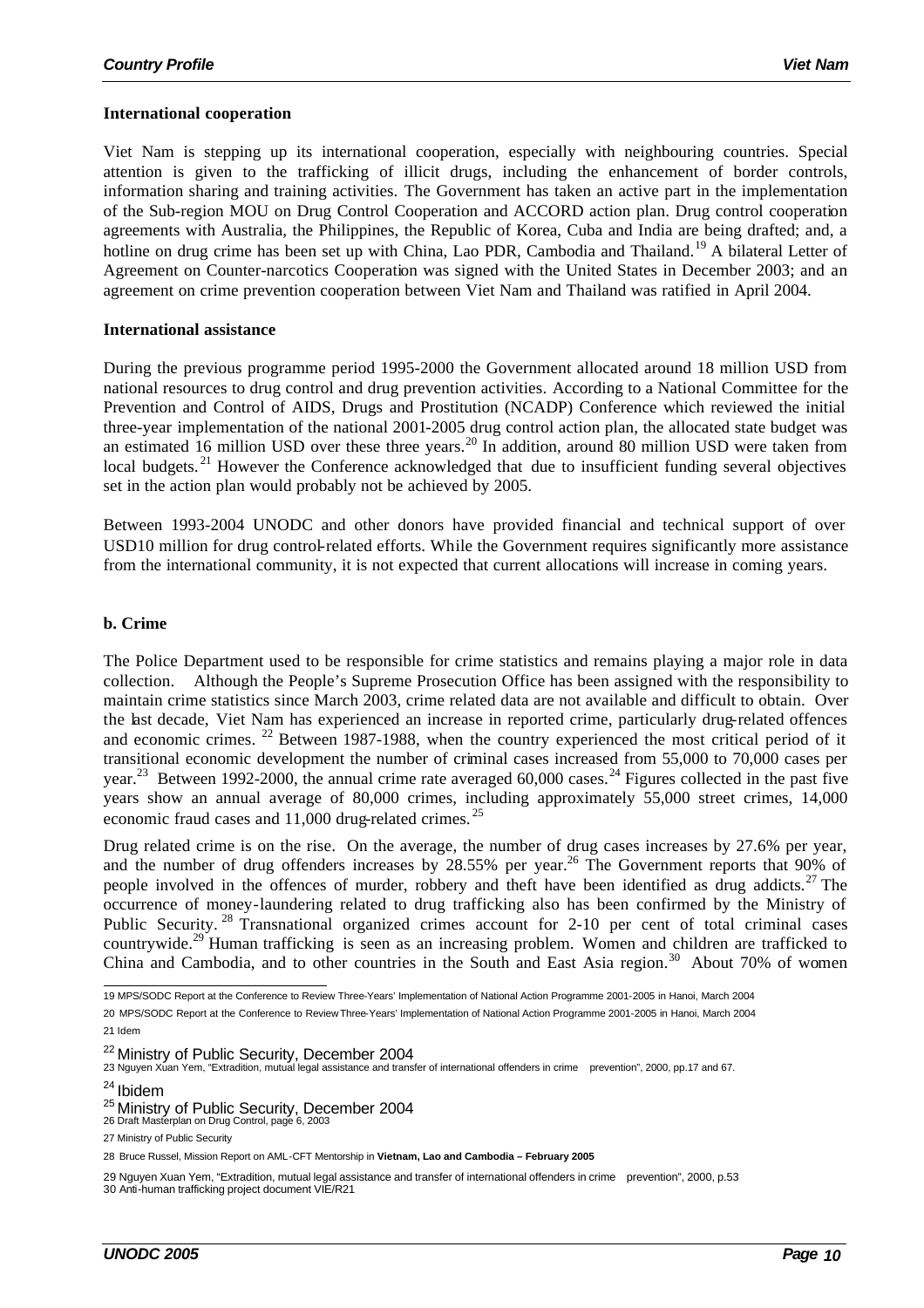**International cooperation**

Viet Nam is stepping up its international cooperation, especially with neighbouring countries. Special attention is given to the trafficking of illicit drugs, including the enhancement of border controls, information sharing and training activities. The Government has taken an active part in the implementation of the Sub-region MOU on Drug Control Cooperation and ACCORD action plan. Drug control cooperation agreements with Australia, the Philippines, the Republic of Korea, Cuba and India are being drafted; and, a hotline on drug crime has been set up with China, Lao PDR, Cambodia and Thailand.[19] A bilateral Letter of Agreement on Counter-narcotics Cooperation was signed with the United States in December 2003; and an agreement on crime prevention cooperation between Viet Nam and Thailand was ratified in April 2004.

**International assistance**

During the previous programme period 1995-2000 the Government allocated around 18 million USD from national resources to drug control and drug prevention activities. According to a National Committee for the Prevention and Control of AIDS, Drugs and Prostitution (NCADP) Conference which reviewed the initial three-year implementation of the national 2001-2005 drug control action plan, the allocated state budget was an estimated 16 million USD over these three years.[20] In addition, around 80 million USD were taken from local budgets.[21] However the Conference acknowledged that due to insufficient funding several objectives set in the action plan would probably not be achieved by 2005.

Between 1993-2004 UNODC and other donors have provided financial and technical support of over USD10 million for drug control-related efforts. While the Government requires significantly more assistance from the international community, it is not expected that current allocations will increase in coming years.

**b. Crime**

The Police Department used to be responsible for crime statistics and remains playing a major role in data collection. Although the People's Supreme Prosecution Office has been assigned with the responsibility to maintain crime statistics since March 2003, crime related data are not available and difficult to obtain. Over the last decade, Viet Nam has experienced an increase in reported crime, particularly drug-related offences and economic crimes.[22] Between 1987-1988, when the country experienced the most critical period of it transitional economic development the number of criminal cases increased from 55,000 to 70,000 cases per year.[23] Between 1992-2000, the annual crime rate averaged 60,000 cases.[24] Figures collected in the past five years show an annual average of 80,000 crimes, including approximately 55,000 street crimes, 14,000 economic fraud cases and 11,000 drug-related crimes.[25]

Drug related crime is on the rise. On the average, the number of drug cases increases by 27.6% per year, and the number of drug offenders increases by 28.55% per year.[26] The Government reports that 90% of people involved in the offences of murder, robbery and theft have been identified as drug addicts.[27] The occurrence of money-laundering related to drug trafficking also has been confirmed by the Ministry of Public Security.[28] Transnational organized crimes account for 2-10 per cent of total criminal cases countrywide.[29] Human trafficking is seen as an increasing problem. Women and children are trafficked to China and Cambodia, and to other countries in the South and East Asia region.[30] About 70% of women

---

19 MPS/SODC Report at the Conference to Review Three-Years' Implementation of National Action Programme 2001-2005 in Hanoi, March 2004

20 MPS/SODC Report at the Conference to Review Three-Years' Implementation of National Action Programme 2001-2005 in Hanoi, March 2004

21 Idem

22 Ministry of Public Security, December 2004

23 Nguyen Xuan Yem, "Extradition, mutual legal assistance and transfer of international offenders in crime prevention", 2000, pp.17 and 67.

24 Ibidem

25 Ministry of Public Security, December 2004

26 Draft Masterplan on Drug Control, page 6, 2003

27 Ministry of Public Security

28 Bruce Russel, Mission Report on AML-CFT Mentorship in **Vietnam, Lao and Cambodia – February 2005**

29 Nguyen Xuan Yem, "Extradition, mutual legal assistance and transfer of international offenders in crime prevention", 2000, p.53

30 Anti-human trafficking project document VIE/R21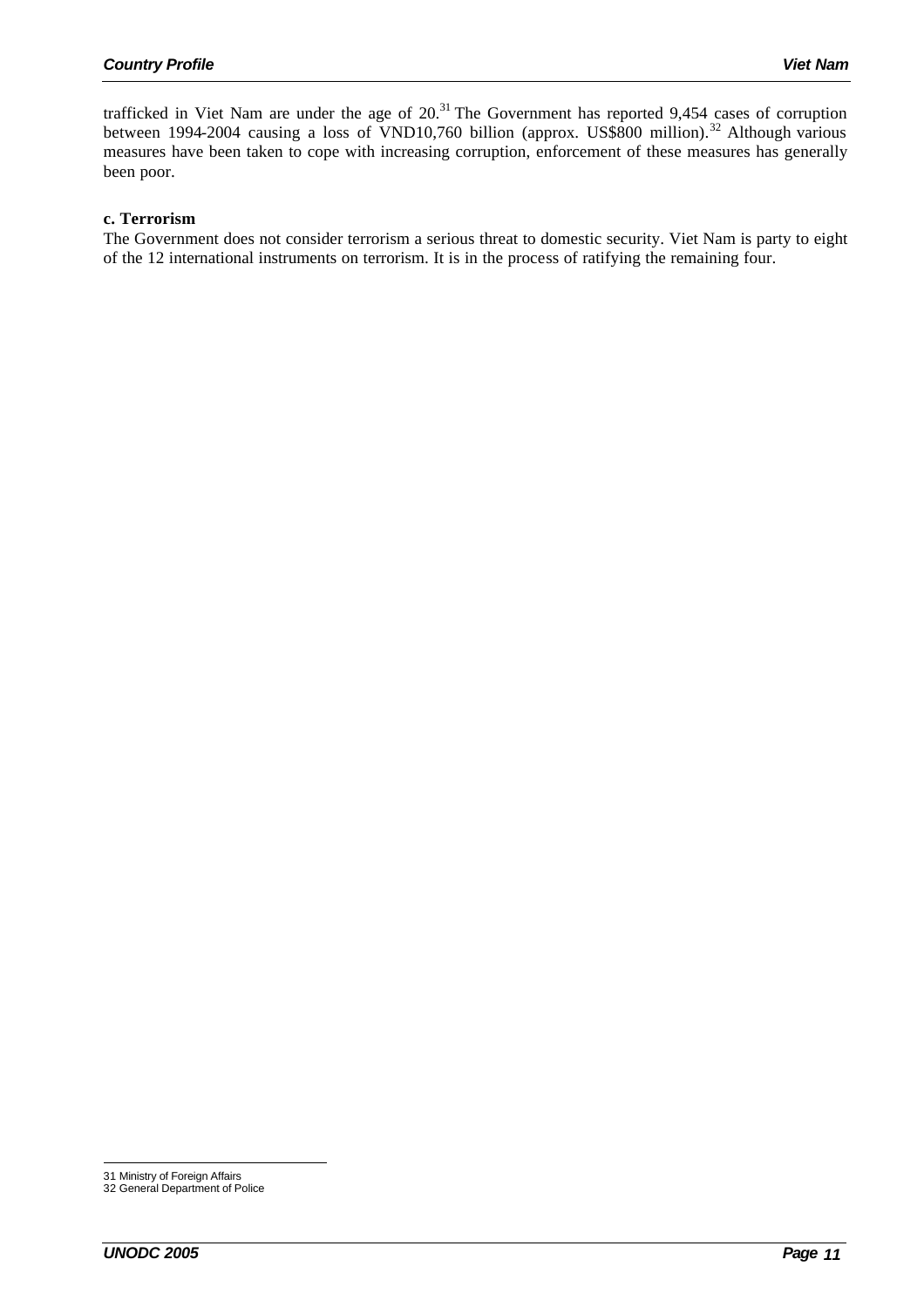trafficked in Viet Nam are under the age of 20.[31] The Government has reported 9,454 cases of corruption between 1994-2004 causing a loss of VND10,760 billion (approx. US$800 million).[32] Although various measures have been taken to cope with increasing corruption, enforcement of these measures has generally been poor.

**c. Terrorism**

The Government does not consider terrorism a serious threat to domestic security. Viet Nam is party to eight of the 12 international instruments on terrorism. It is in the process of ratifying the remaining four.

31 Ministry of Foreign Affairs
32 General Department of Police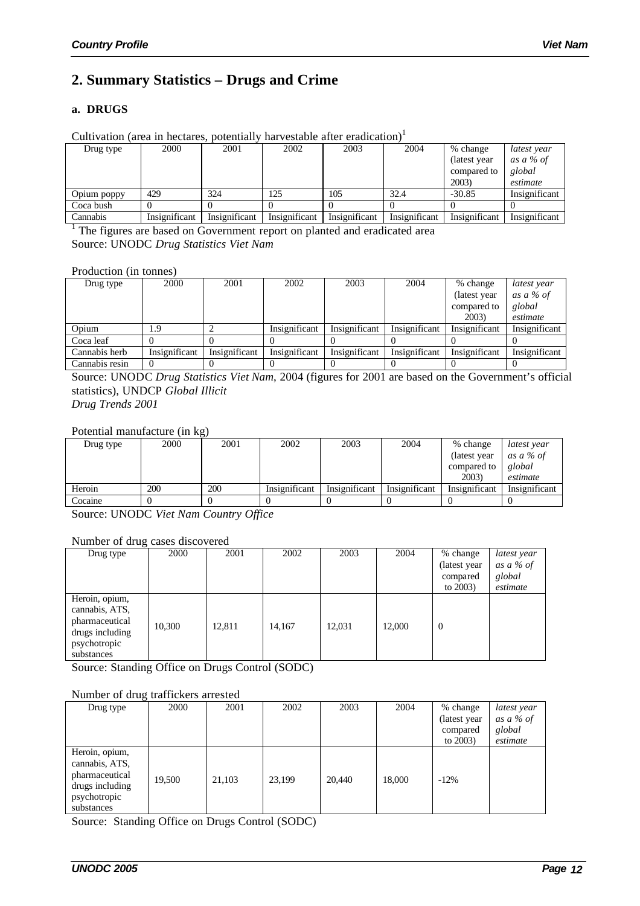## 2. Summary Statistics – Drugs and Crime

### a. DRUGS

Cultivation (area in hectares, potentially harvestable after eradication)[1]

| Drug type | 2000 | 2001 | 2002 | 2003 | 2004 | % change (latest year compared to 2003) | *latest year as a % of global estimate* |
|---|---|---|---|---|---|---|---|
| Opium poppy | 429 | 324 | 125 | 105 | 32.4 | -30.85 | Insignificant |
| Coca bush | 0 | 0 | 0 | 0 | 0 | 0 | 0 |
| Cannabis | Insignificant | Insignificant | Insignificant | Insignificant | Insignificant | Insignificant | Insignificant |

[1] The figures are based on Government report on planted and eradicated area

Source: UNODC *Drug Statistics Viet Nam*

Production (in tonnes)

| Drug type | 2000 | 2001 | 2002 | 2003 | 2004 | % change (latest year compared to 2003) | *latest year as a % of global estimate* |
|---|---|---|---|---|---|---|---|
| Opium | 1.9 | 2 | Insignificant | Insignificant | Insignificant | Insignificant | Insignificant |
| Coca leaf | 0 | 0 | 0 | 0 | 0 | 0 | 0 |
| Cannabis herb | Insignificant | Insignificant | Insignificant | Insignificant | Insignificant | Insignificant | Insignificant |
| Cannabis resin | 0 | 0 | 0 | 0 | 0 | 0 | 0 |

Source: UNODC *Drug Statistics Viet Nam*, 2004 (figures for 2001 are based on the Government's official statistics), UNDCP *Global Illicit Drug Trends 2001*

Potential manufacture (in kg)

| Drug type | 2000 | 2001 | 2002 | 2003 | 2004 | % change (latest year compared to 2003) | *latest year as a % of global estimate* |
|---|---|---|---|---|---|---|---|
| Heroin | 200 | 200 | Insignificant | Insignificant | Insignificant | Insignificant | Insignificant |
| Cocaine | 0 | 0 | 0 | 0 | 0 | 0 | 0 |

Source: UNODC *Viet Nam Country Office*

Number of drug cases discovered

| Drug type | 2000 | 2001 | 2002 | 2003 | 2004 | % change (latest year compared to 2003) | *latest year as a % of global estimate* |
|---|---|---|---|---|---|---|---|
| Heroin, opium, cannabis, ATS, pharmaceutical drugs including psychotropic substances | 10,300 | 12,811 | 14,167 | 12,031 | 12,000 | 0 | |

Source: Standing Office on Drugs Control (SODC)

Number of drug traffickers arrested

| Drug type | 2000 | 2001 | 2002 | 2003 | 2004 | % change (latest year compared to 2003) | *latest year as a % of global estimate* |
|---|---|---|---|---|---|---|---|
| Heroin, opium, cannabis, ATS, pharmaceutical drugs including psychotropic substances | 19,500 | 21,103 | 23,199 | 20,440 | 18,000 | -12% | |

Source: Standing Office on Drugs Control (SODC)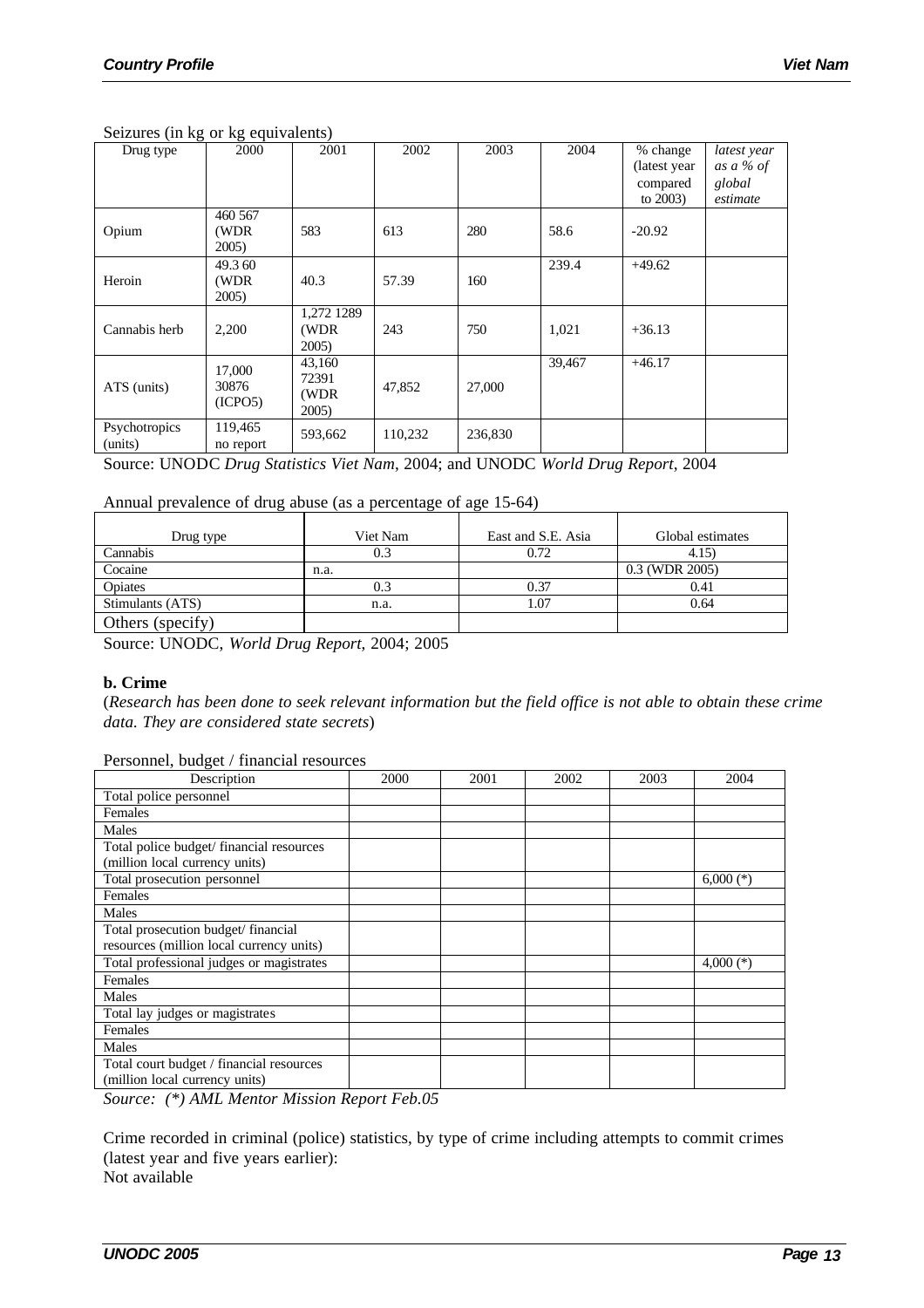Seizures (in kg or kg equivalents)

| Drug type | 2000 | 2001 | 2002 | 2003 | 2004 | % change (latest year compared to 2003) | *latest year as a % of global estimate* |
|---|---|---|---|---|---|---|---|
| Opium | 460 567 (WDR 2005) | 583 | 613 | 280 | 58.6 | -20.92 | |
| Heroin | 49.3 60 (WDR 2005) | 40.3 | 57.39 | 160 | 239.4 | +49.62 | |
| Cannabis herb | 2,200 | 1,272 1289 (WDR 2005) | 243 | 750 | 1,021 | +36.13 | |
| ATS (units) | 17,000 30876 (ICPO5) | 43,160 72391 (WDR 2005) | 47,852 | 27,000 | 39,467 | +46.17 | |
| Psychotropics (units) | 119,465 no report | 593,662 | 110,232 | 236,830 | | | |

Source: UNODC *Drug Statistics Viet Nam*, 2004; and UNODC *World Drug Report*, 2004

Annual prevalence of drug abuse (as a percentage of age 15-64)

| Drug type | Viet Nam | East and S.E. Asia | Global estimates |
|---|---|---|---|
| Cannabis | 0.3 | 0.72 | 4.15) |
| Cocaine | n.a. | | 0.3 (WDR 2005) |
| Opiates | 0.3 | 0.37 | 0.41 |
| Stimulants (ATS) | n.a. | 1.07 | 0.64 |
| Others (specify) | | | |

Source: UNODC, *World Drug Report*, 2004; 2005

**b. Crime**

(*Research has been done to seek relevant information but the field office is not able to obtain these crime data. They are considered state secrets*)

Personnel, budget / financial resources

| Description | 2000 | 2001 | 2002 | 2003 | 2004 |
|---|---|---|---|---|---|
| Total police personnel | | | | | |
| Females | | | | | |
| Males | | | | | |
| Total police budget/ financial resources (million local currency units) | | | | | |
| Total prosecution personnel | | | | | 6,000 (*) |
| Females | | | | | |
| Males | | | | | |
| Total prosecution budget/ financial resources (million local currency units) | | | | | |
| Total professional judges or magistrates | | | | | 4,000 (*) |
| Females | | | | | |
| Males | | | | | |
| Total lay judges or magistrates | | | | | |
| Females | | | | | |
| Males | | | | | |
| Total court budget / financial resources (million local currency units) | | | | | |

*Source: (*) AML Mentor Mission Report Feb.05*

Crime recorded in criminal (police) statistics, by type of crime including attempts to commit crimes (latest year and five years earlier):
Not available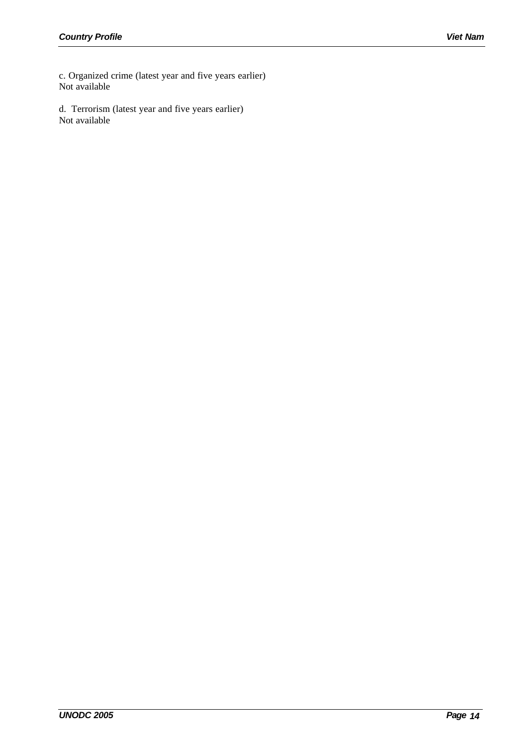c. Organized crime (latest year and five years earlier)
Not available

d. Terrorism (latest year and five years earlier)
Not available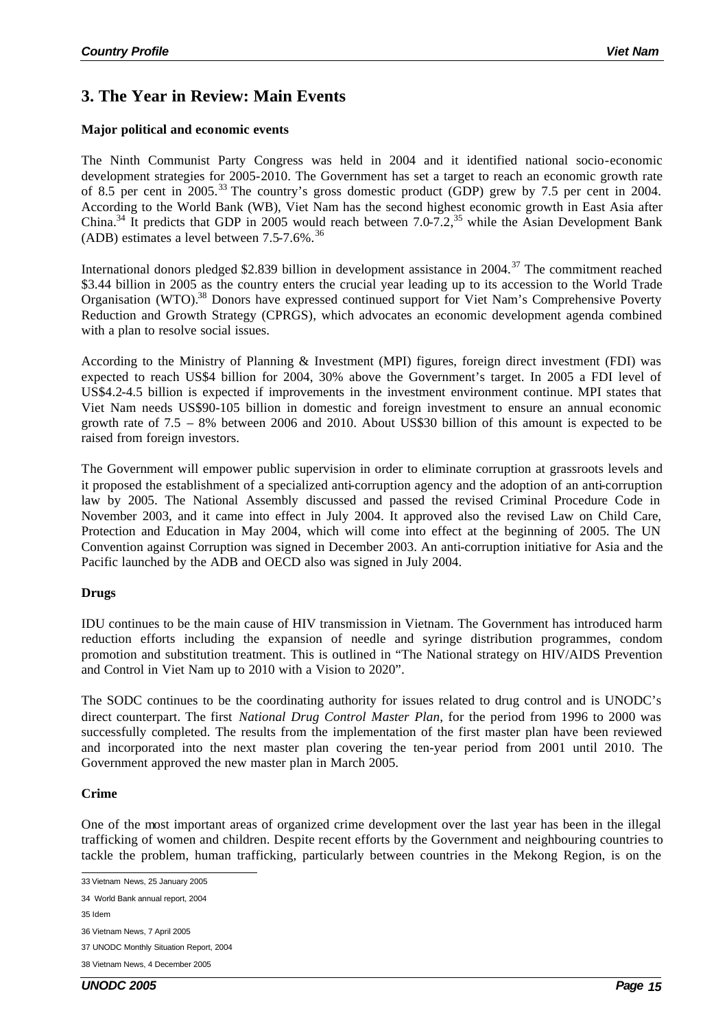## 3. The Year in Review: Main Events

### Major political and economic events

The Ninth Communist Party Congress was held in 2004 and it identified national socio-economic development strategies for 2005-2010. The Government has set a target to reach an economic growth rate of 8.5 per cent in 2005.[33] The country's gross domestic product (GDP) grew by 7.5 per cent in 2004. According to the World Bank (WB), Viet Nam has the second highest economic growth in East Asia after China.[34] It predicts that GDP in 2005 would reach between 7.0-7.2,[35] while the Asian Development Bank (ADB) estimates a level between 7.5-7.6%.[36]

International donors pledged $2.839 billion in development assistance in 2004.[37] The commitment reached $3.44 billion in 2005 as the country enters the crucial year leading up to its accession to the World Trade Organisation (WTO).[38] Donors have expressed continued support for Viet Nam's Comprehensive Poverty Reduction and Growth Strategy (CPRGS), which advocates an economic development agenda combined with a plan to resolve social issues.

According to the Ministry of Planning & Investment (MPI) figures, foreign direct investment (FDI) was expected to reach US$4 billion for 2004, 30% above the Government's target. In 2005 a FDI level of US$4.2-4.5 billion is expected if improvements in the investment environment continue. MPI states that Viet Nam needs US$90-105 billion in domestic and foreign investment to ensure an annual economic growth rate of 7.5 – 8% between 2006 and 2010. About US$30 billion of this amount is expected to be raised from foreign investors.

The Government will empower public supervision in order to eliminate corruption at grassroots levels and it proposed the establishment of a specialized anti-corruption agency and the adoption of an anti-corruption law by 2005. The National Assembly discussed and passed the revised Criminal Procedure Code in November 2003, and it came into effect in July 2004. It approved also the revised Law on Child Care, Protection and Education in May 2004, which will come into effect at the beginning of 2005. The UN Convention against Corruption was signed in December 2003. An anti-corruption initiative for Asia and the Pacific launched by the ADB and OECD also was signed in July 2004.

### Drugs

IDU continues to be the main cause of HIV transmission in Vietnam. The Government has introduced harm reduction efforts including the expansion of needle and syringe distribution programmes, condom promotion and substitution treatment. This is outlined in "The National strategy on HIV/AIDS Prevention and Control in Viet Nam up to 2010 with a Vision to 2020".

The SODC continues to be the coordinating authority for issues related to drug control and is UNODC's direct counterpart. The first *National Drug Control Master Plan*, for the period from 1996 to 2000 was successfully completed. The results from the implementation of the first master plan have been reviewed and incorporated into the next master plan covering the ten-year period from 2001 until 2010. The Government approved the new master plan in March 2005.

### Crime

One of the most important areas of organized crime development over the last year has been in the illegal trafficking of women and children. Despite recent efforts by the Government and neighbouring countries to tackle the problem, human trafficking, particularly between countries in the Mekong Region, is on the

---

33 Vietnam News, 25 January 2005

34 World Bank annual report, 2004

35 Idem

36 Vietnam News, 7 April 2005

37 UNODC Monthly Situation Report, 2004

38 Vietnam News, 4 December 2005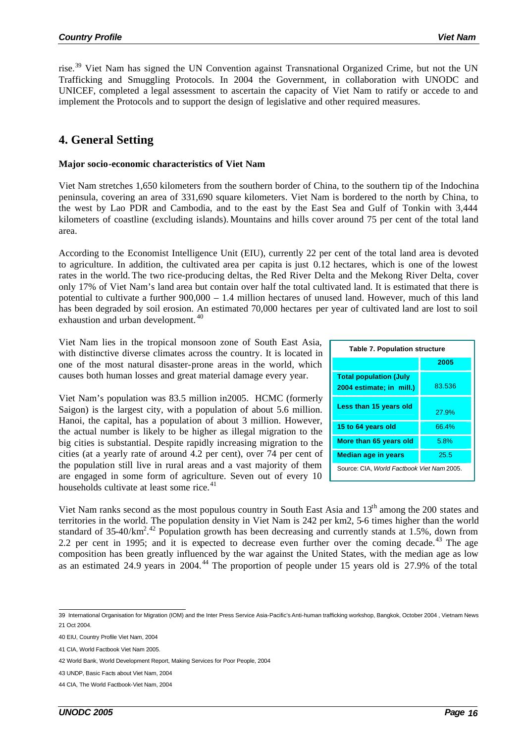rise.[39] Viet Nam has signed the UN Convention against Transnational Organized Crime, but not the UN Trafficking and Smuggling Protocols. In 2004 the Government, in collaboration with UNODC and UNICEF, completed a legal assessment to ascertain the capacity of Viet Nam to ratify or accede to and implement the Protocols and to support the design of legislative and other required measures.

## 4. General Setting

**Major socio-economic characteristics of Viet Nam**

Viet Nam stretches 1,650 kilometers from the southern border of China, to the southern tip of the Indochina peninsula, covering an area of 331,690 square kilometers. Viet Nam is bordered to the north by China, to the west by Lao PDR and Cambodia, and to the east by the East Sea and Gulf of Tonkin with 3,444 kilometers of coastline (excluding islands). Mountains and hills cover around 75 per cent of the total land area.

According to the Economist Intelligence Unit (EIU), currently 22 per cent of the total land area is devoted to agriculture. In addition, the cultivated area per capita is just 0.12 hectares, which is one of the lowest rates in the world. The two rice-producing deltas, the Red River Delta and the Mekong River Delta, cover only 17% of Viet Nam's land area but contain over half the total cultivated land. It is estimated that there is potential to cultivate a further 900,000 – 1.4 million hectares of unused land. However, much of this land has been degraded by soil erosion. An estimated 70,000 hectares per year of cultivated land are lost to soil exhaustion and urban development.[40]

Viet Nam lies in the tropical monsoon zone of South East Asia, with distinctive diverse climates across the country. It is located in one of the most natural disaster-prone areas in the world, which causes both human losses and great material damage every year.

Viet Nam's population was 83.5 million in2005. HCMC (formerly Saigon) is the largest city, with a population of about 5.6 million. Hanoi, the capital, has a population of about 3 million. However, the actual number is likely to be higher as illegal migration to the big cities is substantial. Despite rapidly increasing migration to the cities (at a yearly rate of around 4.2 per cent), over 74 per cent of the population still live in rural areas and a vast majority of them are engaged in some form of agriculture. Seven out of every 10 households cultivate at least some rice.[41]

**Table 7. Population structure**

| | 2005 |
|---|---|
| **Total population (July 2004 estimate; in mill.)** | 83.536 |
| **Less than 15 years old** | 27.9% |
| **15 to 64 years old** | 66.4% |
| **More than 65 years old** | 5.8% |
| **Median age in years** | 25.5 |

Source: CIA, *World Factbook Viet Nam* 2005.

Viet Nam ranks second as the most populous country in South East Asia and 13th among the 200 states and territories in the world. The population density in Viet Nam is 242 per km2, 5-6 times higher than the world standard of 35-40/km$^2$.[42] Population growth has been decreasing and currently stands at 1.5%, down from 2.2 per cent in 1995; and it is expected to decrease even further over the coming decade.[43] The age composition has been greatly influenced by the war against the United States, with the median age as low as an estimated 24.9 years in 2004.[44] The proportion of people under 15 years old is 27.9% of the total

---

39 International Organisation for Migration (IOM) and the Inter Press Service Asia-Pacific's Anti-human trafficking workshop, Bangkok, October 2004 , Vietnam News 21 Oct 2004.

40 EIU, Country Profile Viet Nam, 2004

41 CIA, World Factbook Viet Nam 2005.

42 World Bank, World Development Report, Making Services for Poor People, 2004

43 UNDP, Basic Facts about Viet Nam, 2004

44 CIA, The World Factbook-Viet Nam, 2004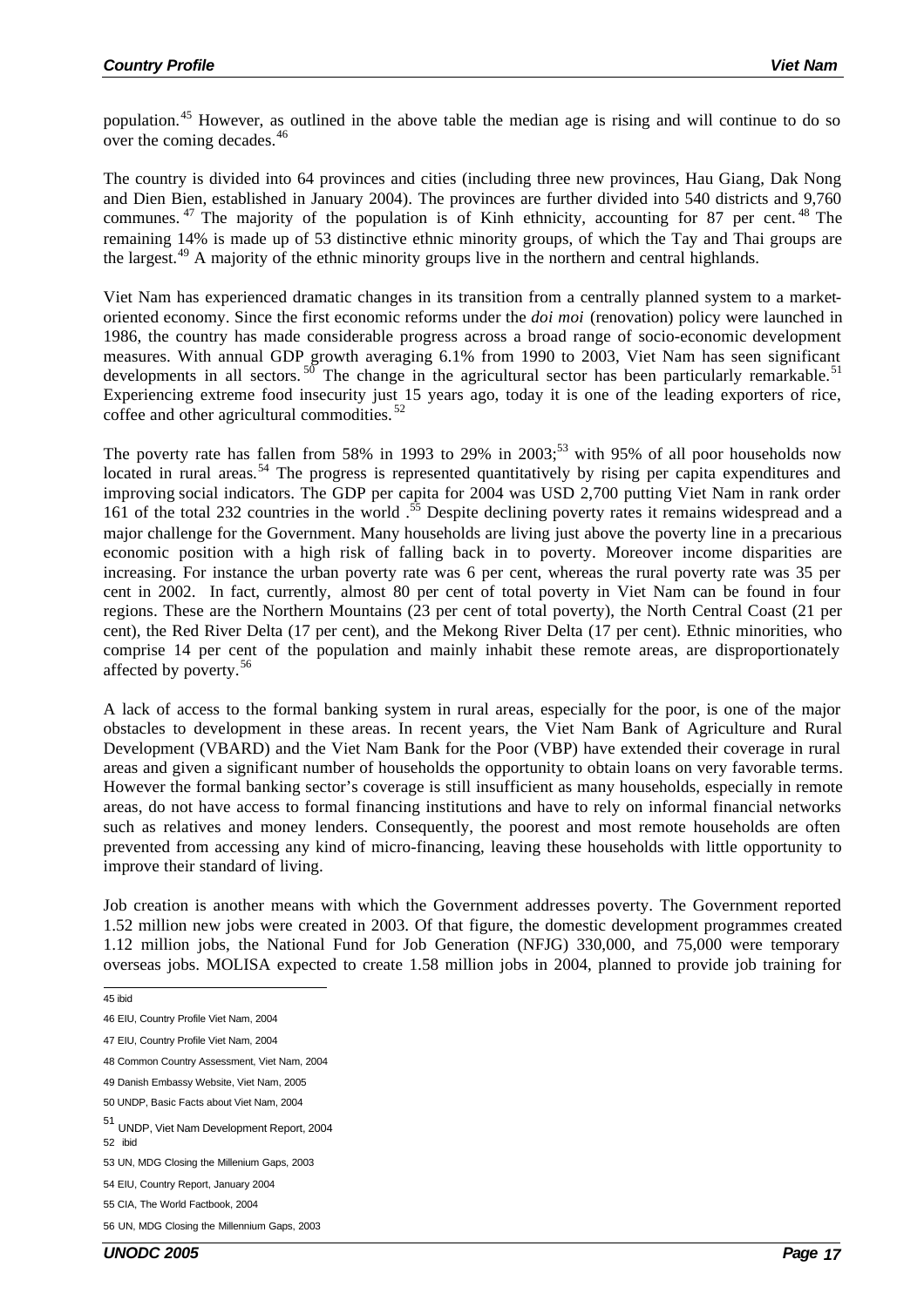population.[45] However, as outlined in the above table the median age is rising and will continue to do so over the coming decades.[46]

The country is divided into 64 provinces and cities (including three new provinces, Hau Giang, Dak Nong and Dien Bien, established in January 2004). The provinces are further divided into 540 districts and 9,760 communes.[47] The majority of the population is of Kinh ethnicity, accounting for 87 per cent.[48] The remaining 14% is made up of 53 distinctive ethnic minority groups, of which the Tay and Thai groups are the largest.[49] A majority of the ethnic minority groups live in the northern and central highlands.

Viet Nam has experienced dramatic changes in its transition from a centrally planned system to a market-oriented economy. Since the first economic reforms under the *doi moi* (renovation) policy were launched in 1986, the country has made considerable progress across a broad range of socio-economic development measures. With annual GDP growth averaging 6.1% from 1990 to 2003, Viet Nam has seen significant developments in all sectors.[50] The change in the agricultural sector has been particularly remarkable.[51] Experiencing extreme food insecurity just 15 years ago, today it is one of the leading exporters of rice, coffee and other agricultural commodities.[52]

The poverty rate has fallen from 58% in 1993 to 29% in 2003;[53] with 95% of all poor households now located in rural areas.[54] The progress is represented quantitatively by rising per capita expenditures and improving social indicators. The GDP per capita for 2004 was USD 2,700 putting Viet Nam in rank order 161 of the total 232 countries in the world .[55] Despite declining poverty rates it remains widespread and a major challenge for the Government. Many households are living just above the poverty line in a precarious economic position with a high risk of falling back in to poverty. Moreover income disparities are increasing. For instance the urban poverty rate was 6 per cent, whereas the rural poverty rate was 35 per cent in 2002. In fact, currently, almost 80 per cent of total poverty in Viet Nam can be found in four regions. These are the Northern Mountains (23 per cent of total poverty), the North Central Coast (21 per cent), the Red River Delta (17 per cent), and the Mekong River Delta (17 per cent). Ethnic minorities, who comprise 14 per cent of the population and mainly inhabit these remote areas, are disproportionately affected by poverty.[56]

A lack of access to the formal banking system in rural areas, especially for the poor, is one of the major obstacles to development in these areas. In recent years, the Viet Nam Bank of Agriculture and Rural Development (VBARD) and the Viet Nam Bank for the Poor (VBP) have extended their coverage in rural areas and given a significant number of households the opportunity to obtain loans on very favorable terms. However the formal banking sector's coverage is still insufficient as many households, especially in remote areas, do not have access to formal financing institutions and have to rely on informal financial networks such as relatives and money lenders. Consequently, the poorest and most remote households are often prevented from accessing any kind of micro-financing, leaving these households with little opportunity to improve their standard of living.

Job creation is another means with which the Government addresses poverty. The Government reported 1.52 million new jobs were created in 2003. Of that figure, the domestic development programmes created 1.12 million jobs, the National Fund for Job Generation (NFJG) 330,000, and 75,000 were temporary overseas jobs. MOLISA expected to create 1.58 million jobs in 2004, planned to provide job training for

---

45 ibid

46 EIU, Country Profile Viet Nam, 2004

47 EIU, Country Profile Viet Nam, 2004

48 Common Country Assessment, Viet Nam, 2004

49 Danish Embassy Website, Viet Nam, 2005

50 UNDP, Basic Facts about Viet Nam, 2004

51 UNDP, Viet Nam Development Report, 2004

52 ibid

53 UN, MDG Closing the Millenium Gaps, 2003

54 EIU, Country Report, January 2004

55 CIA, The World Factbook, 2004

56 UN, MDG Closing the Millennium Gaps, 2003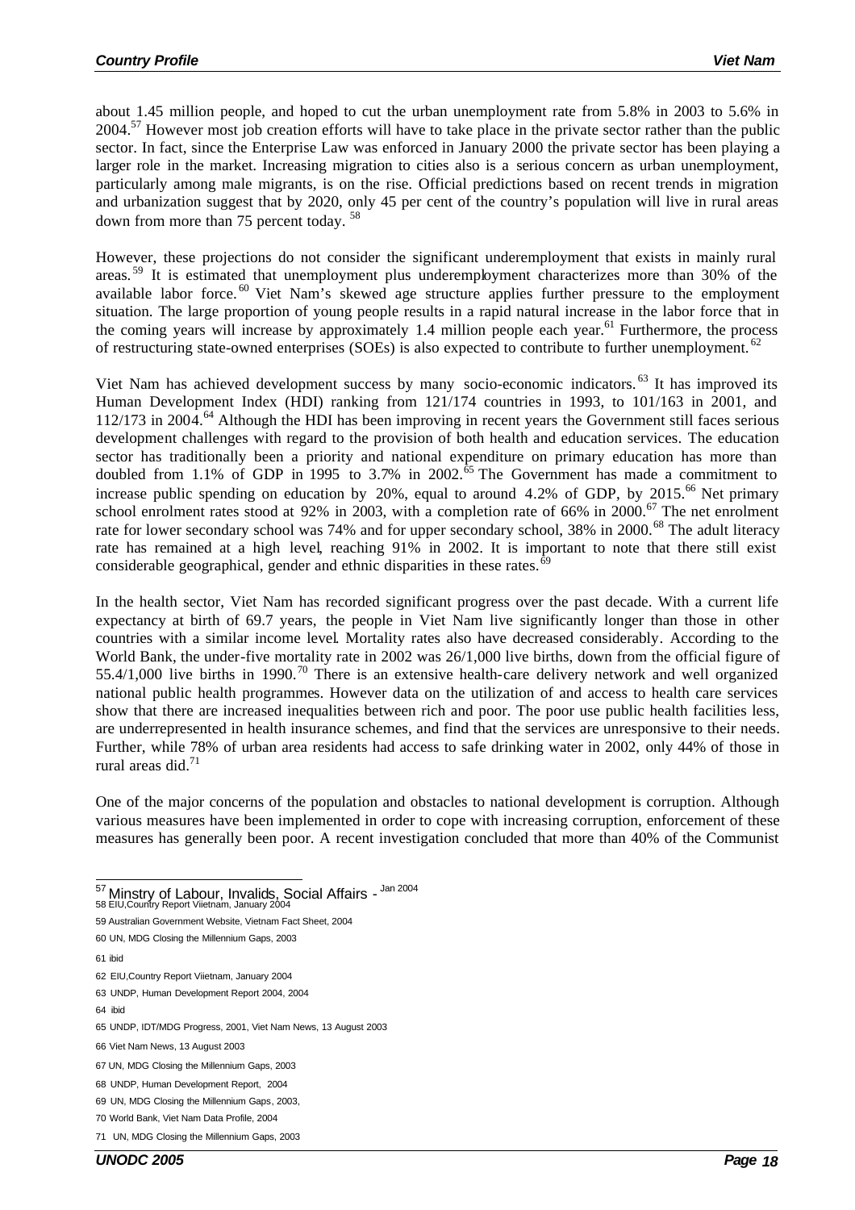about 1.45 million people, and hoped to cut the urban unemployment rate from 5.8% in 2003 to 5.6% in 2004.[57] However most job creation efforts will have to take place in the private sector rather than the public sector. In fact, since the Enterprise Law was enforced in January 2000 the private sector has been playing a larger role in the market. Increasing migration to cities also is a serious concern as urban unemployment, particularly among male migrants, is on the rise. Official predictions based on recent trends in migration and urbanization suggest that by 2020, only 45 per cent of the country's population will live in rural areas down from more than 75 percent today. [58]

However, these projections do not consider the significant underemployment that exists in mainly rural areas.[59] It is estimated that unemployment plus underemployment characterizes more than 30% of the available labor force.[60] Viet Nam's skewed age structure applies further pressure to the employment situation. The large proportion of young people results in a rapid natural increase in the labor force that in the coming years will increase by approximately 1.4 million people each year.[61] Furthermore, the process of restructuring state-owned enterprises (SOEs) is also expected to contribute to further unemployment.[62]

Viet Nam has achieved development success by many socio-economic indicators.[63] It has improved its Human Development Index (HDI) ranking from 121/174 countries in 1993, to 101/163 in 2001, and 112/173 in 2004.[64] Although the HDI has been improving in recent years the Government still faces serious development challenges with regard to the provision of both health and education services. The education sector has traditionally been a priority and national expenditure on primary education has more than doubled from 1.1% of GDP in 1995 to 3.7% in 2002.[65] The Government has made a commitment to increase public spending on education by 20%, equal to around 4.2% of GDP, by 2015.[66] Net primary school enrolment rates stood at 92% in 2003, with a completion rate of 66% in 2000.[67] The net enrolment rate for lower secondary school was 74% and for upper secondary school, 38% in 2000.[68] The adult literacy rate has remained at a high level, reaching 91% in 2002. It is important to note that there still exist considerable geographical, gender and ethnic disparities in these rates.[69]

In the health sector, Viet Nam has recorded significant progress over the past decade. With a current life expectancy at birth of 69.7 years, the people in Viet Nam live significantly longer than those in other countries with a similar income level. Mortality rates also have decreased considerably. According to the World Bank, the under-five mortality rate in 2002 was 26/1,000 live births, down from the official figure of 55.4/1,000 live births in 1990.[70] There is an extensive health-care delivery network and well organized national public health programmes. However data on the utilization of and access to health care services show that there are increased inequalities between rich and poor. The poor use public health facilities less, are underrepresented in health insurance schemes, and find that the services are unresponsive to their needs. Further, while 78% of urban area residents had access to safe drinking water in 2002, only 44% of those in rural areas did.[71]

One of the major concerns of the population and obstacles to national development is corruption. Although various measures have been implemented in order to cope with increasing corruption, enforcement of these measures has generally been poor. A recent investigation concluded that more than 40% of the Communist

---

57 Minstry of Labour, Invalids, Social Affairs - Jan 2004
58 EIU,Country Report Viietnam, January 2004
59 Australian Government Website, Vietnam Fact Sheet, 2004
60 UN, MDG Closing the Millennium Gaps, 2003
61 ibid
62 EIU,Country Report Viietnam, January 2004
63 UNDP, Human Development Report 2004, 2004
64 ibid
65 UNDP, IDT/MDG Progress, 2001, Viet Nam News, 13 August 2003
66 Viet Nam News, 13 August 2003
67 UN, MDG Closing the Millennium Gaps, 2003
68 UNDP, Human Development Report, 2004
69 UN, MDG Closing the Millennium Gaps, 2003,
70 World Bank, Viet Nam Data Profile, 2004
71 UN, MDG Closing the Millennium Gaps, 2003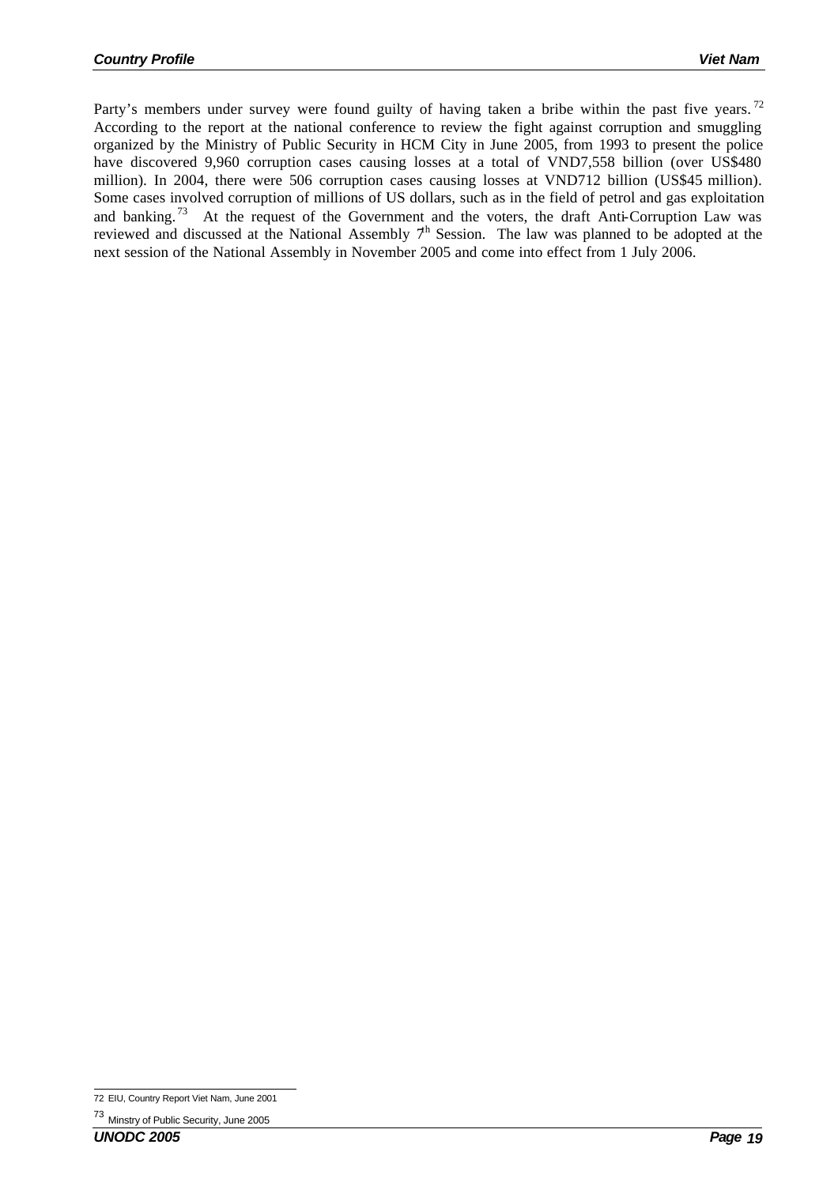Party's members under survey were found guilty of having taken a bribe within the past five years.[72] According to the report at the national conference to review the fight against corruption and smuggling organized by the Ministry of Public Security in HCM City in June 2005, from 1993 to present the police have discovered 9,960 corruption cases causing losses at a total of VND7,558 billion (over US$480 million). In 2004, there were 506 corruption cases causing losses at VND712 billion (US$45 million). Some cases involved corruption of millions of US dollars, such as in the field of petrol and gas exploitation and banking.[73] At the request of the Government and the voters, the draft Anti-Corruption Law was reviewed and discussed at the National Assembly 7th Session. The law was planned to be adopted at the next session of the National Assembly in November 2005 and come into effect from 1 July 2006.

---

[72] EIU, Country Report Viet Nam, June 2001

[73] Minstry of Public Security, June 2005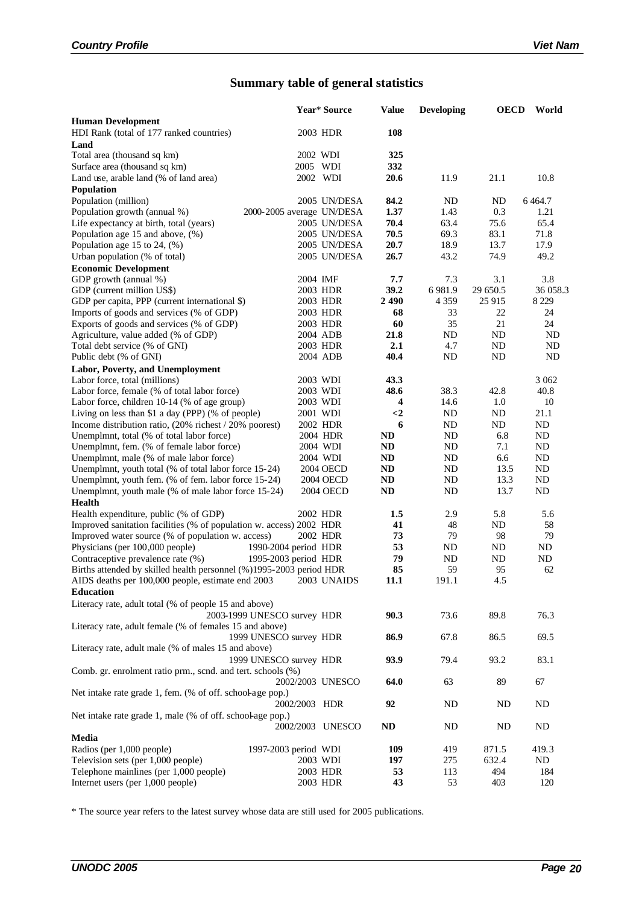## Summary table of general statistics

| | Year* | Source | Value | Developing | OECD | World |
|---|---|---|---|---|---|---|
| **Human Development** | | | | | | |
| HDI Rank (total of 177 ranked countries) | 2003 | HDR | **108** | | | |
| **Land** | | | | | | |
| Total area (thousand sq km) | 2002 | WDI | **325** | | | |
| Surface area (thousand sq km) | 2005 | WDI | **332** | | | |
| Land use, arable land (% of land area) | 2002 | WDI | **20.6** | 11.9 | 21.1 | 10.8 |
| **Population** | | | | | | |
| Population (million) | 2005 | UN/DESA | **84.2** | ND | ND | 6 464.7 |
| Population growth (annual %) | 2000-2005 average | UN/DESA | **1.37** | 1.43 | 0.3 | 1.21 |
| Life expectancy at birth, total (years) | 2005 | UN/DESA | **70.4** | 63.4 | 75.6 | 65.4 |
| Population age 15 and above, (%) | 2005 | UN/DESA | **70.5** | 69.3 | 83.1 | 71.8 |
| Population age 15 to 24, (%) | 2005 | UN/DESA | **20.7** | 18.9 | 13.7 | 17.9 |
| Urban population (% of total) | 2005 | UN/DESA | **26.7** | 43.2 | 74.9 | 49.2 |
| **Economic Development** | | | | | | |
| GDP growth (annual %) | 2004 | IMF | **7.7** | 7.3 | 3.1 | 3.8 |
| GDP (current million US$) | 2003 | HDR | **39.2** | 6 981.9 | 29 650.5 | 36 058.3 |
| GDP per capita, PPP (current international $) | 2003 | HDR | **2 490** | 4 359 | 25 915 | 8 229 |
| Imports of goods and services (% of GDP) | 2003 | HDR | **68** | 33 | 22 | 24 |
| Exports of goods and services (% of GDP) | 2003 | HDR | **60** | 35 | 21 | 24 |
| Agriculture, value added (% of GDP) | 2004 | ADB | **21.8** | ND | ND | ND |
| Total debt service (% of GNI) | 2003 | HDR | **2.1** | 4.7 | ND | ND |
| Public debt (% of GNI) | 2004 | ADB | **40.4** | ND | ND | ND |
| **Labor, Poverty, and Unemployment** | | | | | | |
| Labor force, total (millions) | 2003 | WDI | **43.3** | | | 3 062 |
| Labor force, female (% of total labor force) | 2003 | WDI | **48.6** | 38.3 | 42.8 | 40.8 |
| Labor force, children 10-14 (% of age group) | 2003 | WDI | **4** | 14.6 | 1.0 | 10 |
| Living on less than $1 a day (PPP) (% of people) | 2001 | WDI | **<2** | ND | ND | 21.1 |
| Income distribution ratio, (20% richest / 20% poorest) | 2002 | HDR | **6** | ND | ND | ND |
| Unemplmnt, total (% of total labor force) | 2004 | HDR | **ND** | ND | 6.8 | ND |
| Unemplmnt, fem. (% of female labor force) | 2004 | WDI | **ND** | ND | 7.1 | ND |
| Unemplmnt, male (% of male labor force) | 2004 | WDI | **ND** | ND | 6.6 | ND |
| Unemplmnt, youth total (% of total labor force 15-24) | 2004 | OECD | **ND** | ND | 13.5 | ND |
| Unemplmnt, youth fem. (% of fem. labor force 15-24) | 2004 | OECD | **ND** | ND | 13.3 | ND |
| Unemplmnt, youth male (% of male labor force 15-24) | 2004 | OECD | **ND** | ND | 13.7 | ND |
| **Health** | | | | | | |
| Health expenditure, public (% of GDP) | 2002 | HDR | **1.5** | 2.9 | 5.8 | 5.6 |
| Improved sanitation facilities (% of population w. access) | 2002 | HDR | **41** | 48 | ND | 58 |
| Improved water source (% of population w. access) | 2002 | HDR | **73** | 79 | 98 | 79 |
| Physicians (per 100,000 people) | 1990-2004 period | HDR | **53** | ND | ND | ND |
| Contraceptive prevalence rate (%) | 1995-2003 period | HDR | **79** | ND | ND | ND |
| Births attended by skilled health personnel (%) | 1995-2003 period | HDR | **85** | 59 | 95 | 62 |
| AIDS deaths per 100,000 people, estimate end 2003 | 2003 | UNAIDS | **11.1** | 191.1 | 4.5 | |
| **Education** | | | | | | |
| Literacy rate, adult total (% of people 15 and above) | 2003-1999 UNESCO survey | HDR | **90.3** | 73.6 | 89.8 | 76.3 |
| Literacy rate, adult female (% of females 15 and above) | 1999 UNESCO survey | HDR | **86.9** | 67.8 | 86.5 | 69.5 |
| Literacy rate, adult male (% of males 15 and above) | 1999 UNESCO survey | HDR | **93.9** | 79.4 | 93.2 | 83.1 |
| Comb. gr. enrolment ratio prm., scnd. and tert. schools (%) | 2002/2003 | UNESCO | **64.0** | 63 | 89 | 67 |
| Net intake rate grade 1, fem. (% of off. school-age pop.) | 2002/2003 | HDR | **92** | ND | ND | ND |
| Net intake rate grade 1, male (% of off. school-age pop.) | 2002/2003 | UNESCO | **ND** | ND | ND | ND |
| **Media** | | | | | | |
| Radios (per 1,000 people) | 1997-2003 period | WDI | **109** | 419 | 871.5 | 419.3 |
| Television sets (per 1,000 people) | 2003 | WDI | **197** | 275 | 632.4 | ND |
| Telephone mainlines (per 1,000 people) | 2003 | HDR | **53** | 113 | 494 | 184 |
| Internet users (per 1,000 people) | 2003 | HDR | **43** | 53 | 403 | 120 |

* The source year refers to the latest survey whose data are still used for 2005 publications.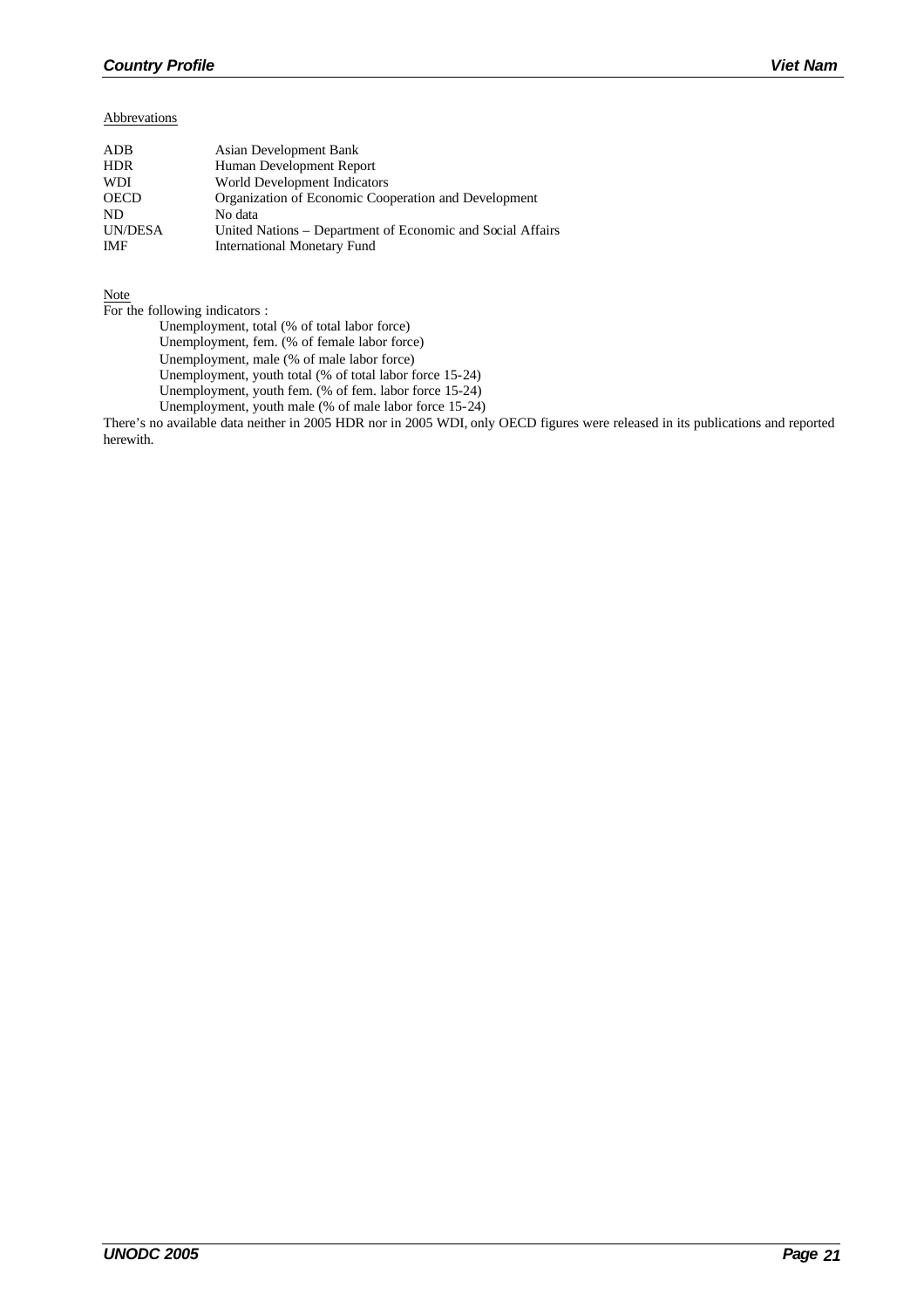Abbrevations

| | |
|---|---|
| ADB | Asian Development Bank |
| HDR | Human Development Report |
| WDI | World Development Indicators |
| OECD | Organization of Economic Cooperation and Development |
| ND | No data |
| UN/DESA | United Nations – Department of Economic and Social Affairs |
| IMF | International Monetary Fund |

Note

For the following indicators :

- Unemployment, total (% of total labor force)
- Unemployment, fem. (% of female labor force)
- Unemployment, male (% of male labor force)
- Unemployment, youth total (% of total labor force 15-24)
- Unemployment, youth fem. (% of fem. labor force 15-24)
- Unemployment, youth male (% of male labor force 15-24)

There's no available data neither in 2005 HDR nor in 2005 WDI, only OECD figures were released in its publications and reported herewith.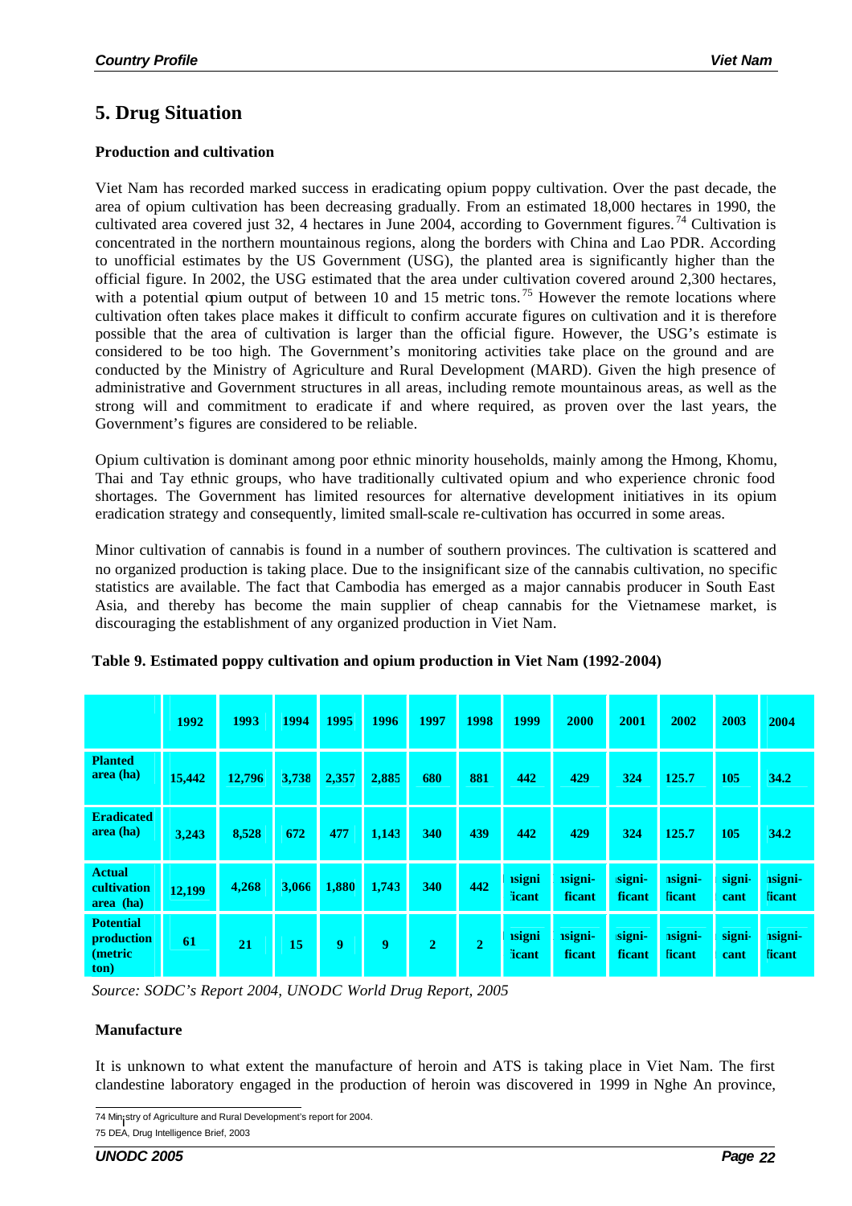## 5. Drug Situation

**Production and cultivation**

Viet Nam has recorded marked success in eradicating opium poppy cultivation. Over the past decade, the area of opium cultivation has been decreasing gradually. From an estimated 18,000 hectares in 1990, the cultivated area covered just 32, 4 hectares in June 2004, according to Government figures.[74] Cultivation is concentrated in the northern mountainous regions, along the borders with China and Lao PDR. According to unofficial estimates by the US Government (USG), the planted area is significantly higher than the official figure. In 2002, the USG estimated that the area under cultivation covered around 2,300 hectares, with a potential opium output of between 10 and 15 metric tons.[75] However the remote locations where cultivation often takes place makes it difficult to confirm accurate figures on cultivation and it is therefore possible that the area of cultivation is larger than the official figure. However, the USG's estimate is considered to be too high. The Government's monitoring activities take place on the ground and are conducted by the Ministry of Agriculture and Rural Development (MARD). Given the high presence of administrative and Government structures in all areas, including remote mountainous areas, as well as the strong will and commitment to eradicate if and where required, as proven over the last years, the Government's figures are considered to be reliable.

Opium cultivation is dominant among poor ethnic minority households, mainly among the Hmong, Khomu, Thai and Tay ethnic groups, who have traditionally cultivated opium and who experience chronic food shortages. The Government has limited resources for alternative development initiatives in its opium eradication strategy and consequently, limited small-scale re-cultivation has occurred in some areas.

Minor cultivation of cannabis is found in a number of southern provinces. The cultivation is scattered and no organized production is taking place. Due to the insignificant size of the cannabis cultivation, no specific statistics are available. The fact that Cambodia has emerged as a major cannabis producer in South East Asia, and thereby has become the main supplier of cheap cannabis for the Vietnamese market, is discouraging the establishment of any organized production in Viet Nam.

**Table 9. Estimated poppy cultivation and opium production in Viet Nam (1992-2004)**

| | 1992 | 1993 | 1994 | 1995 | 1996 | 1997 | 1998 | 1999 | 2000 | 2001 | 2002 | 2003 | 2004 |
|---|---|---|---|---|---|---|---|---|---|---|---|---|---|
| **Planted area (ha)** | 15,442 | 12,796 | 3,738 | 2,357 | 2,885 | 680 | 881 | 442 | 429 | 324 | 125.7 | 105 | 34.2 |
| **Eradicated area (ha)** | 3,243 | 8,528 | 672 | 477 | 1,143 | 340 | 439 | 442 | 429 | 324 | 125.7 | 105 | 34.2 |
| **Actual cultivation area (ha)** | 12,199 | 4,268 | 3,066 | 1,880 | 1,743 | 340 | 442 | Insignificant | Insignificant | Insignificant | Insignificant | Insignificant | Insignificant |
| **Potential production (metric ton)** | 61 | 21 | 15 | 9 | 9 | 2 | 2 | Insignificant | Insignificant | Insignificant | Insignificant | Insignificant | Insignificant |

*Source: SODC's Report 2004, UNODC World Drug Report, 2005*

**Manufacture**

It is unknown to what extent the manufacture of heroin and ATS is taking place in Viet Nam. The first clandestine laboratory engaged in the production of heroin was discovered in 1999 in Nghe An province,

74 Ministry of Agriculture and Rural Development's report for 2004.

75 DEA, Drug Intelligence Brief, 2003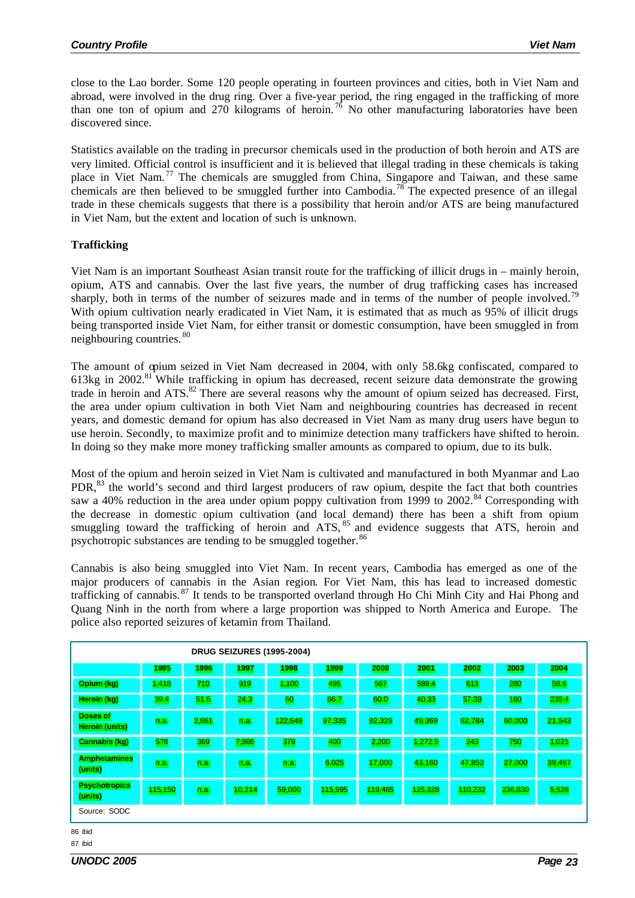close to the Lao border. Some 120 people operating in fourteen provinces and cities, both in Viet Nam and abroad, were involved in the drug ring. Over a five-year period, the ring engaged in the trafficking of more than one ton of opium and 270 kilograms of heroin.[76] No other manufacturing laboratories have been discovered since.

Statistics available on the trading in precursor chemicals used in the production of both heroin and ATS are very limited. Official control is insufficient and it is believed that illegal trading in these chemicals is taking place in Viet Nam.[77] The chemicals are smuggled from China, Singapore and Taiwan, and these same chemicals are then believed to be smuggled further into Cambodia.[78] The expected presence of an illegal trade in these chemicals suggests that there is a possibility that heroin and/or ATS are being manufactured in Viet Nam, but the extent and location of such is unknown.

**Trafficking**

Viet Nam is an important Southeast Asian transit route for the trafficking of illicit drugs in – mainly heroin, opium, ATS and cannabis. Over the last five years, the number of drug trafficking cases has increased sharply, both in terms of the number of seizures made and in terms of the number of people involved.[79] With opium cultivation nearly eradicated in Viet Nam, it is estimated that as much as 95% of illicit drugs being transported inside Viet Nam, for either transit or domestic consumption, have been smuggled in from neighbouring countries.[80]

The amount of opium seized in Viet Nam decreased in 2004, with only 58.6kg confiscated, compared to 613kg in 2002.[81] While trafficking in opium has decreased, recent seizure data demonstrate the growing trade in heroin and ATS.[82] There are several reasons why the amount of opium seized has decreased. First, the area under opium cultivation in both Viet Nam and neighbouring countries has decreased in recent years, and domestic demand for opium has also decreased in Viet Nam as many drug users have begun to use heroin. Secondly, to maximize profit and to minimize detection many traffickers have shifted to heroin. In doing so they make more money trafficking smaller amounts as compared to opium, due to its bulk.

Most of the opium and heroin seized in Viet Nam is cultivated and manufactured in both Myanmar and Lao PDR,[83] the world's second and third largest producers of raw opium, despite the fact that both countries saw a 40% reduction in the area under opium poppy cultivation from 1999 to 2002.[84] Corresponding with the decrease in domestic opium cultivation (and local demand) there has been a shift from opium smuggling toward the trafficking of heroin and ATS,[85] and evidence suggests that ATS, heroin and psychotropic substances are tending to be smuggled together.[86]

Cannabis is also being smuggled into Viet Nam. In recent years, Cambodia has emerged as one of the major producers of cannabis in the Asian region. For Viet Nam, this has lead to increased domestic trafficking of cannabis.[87] It tends to be transported overland through Ho Chi Minh City and Hai Phong and Quang Ninh in the north from where a large proportion was shipped to North America and Europe. The police also reported seizures of ketamin from Thailand.

**DRUG SEIZURES (1995-2004)**

| | 1995 | 1996 | 1997 | 1998 | 1999 | 2000 | 2001 | 2002 | 2003 | 2004 |
|---|---|---|---|---|---|---|---|---|---|---|
| Opium (kg) | 1,418 | 710 | 919 | 1,100 | 495 | 567 | 589.4 | 613 | 280 | 58.6 |
| Heroin (kg) | 39.4 | 51.5 | 24.3 | 60 | 66.7 | 60.0 | 40.33 | 57.39 | 160 | 239.4 |
| Doses of Heroin (units) | n.a. | 2,861 | n.a. | 122,649 | 97,335 | 92,329 | 49,369 | 62,784 | 60,000 | 21,543 |
| Cannabis (kg) | 578 | 369 | 7,986 | 379 | 400 | 2,200 | 1,272.5 | 243 | 750 | 1,021 |
| Amphetamines (units) | n.a. | n.a. | n.a. | n.a. | 6,025 | 17,000 | 43,160 | 47,852 | 27,000 | 39,467 |
| Psychotropics (units) | 115,150 | n.a. | 10,214 | 59,000 | 115,595 | 119,465 | 125,328 | 110,232 | 236,830 | 5,528 |

Source: SODC

86 ibid

87 ibid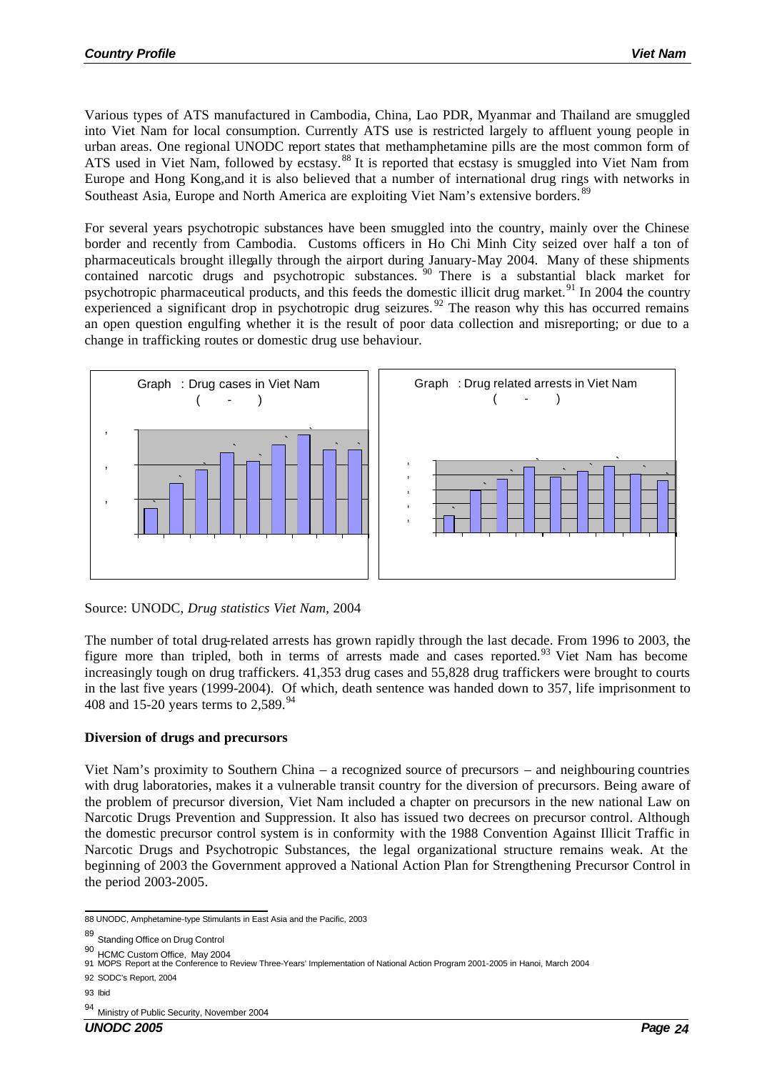Various types of ATS manufactured in Cambodia, China, Lao PDR, Myanmar and Thailand are smuggled into Viet Nam for local consumption. Currently ATS use is restricted largely to affluent young people in urban areas. One regional UNODC report states that methamphetamine pills are the most common form of ATS used in Viet Nam, followed by ecstasy.[88] It is reported that ecstasy is smuggled into Viet Nam from Europe and Hong Kong,and it is also believed that a number of international drug rings with networks in Southeast Asia, Europe and North America are exploiting Viet Nam's extensive borders.[89]

For several years psychotropic substances have been smuggled into the country, mainly over the Chinese border and recently from Cambodia. Customs officers in Ho Chi Minh City seized over half a ton of pharmaceuticals brought illegally through the airport during January-May 2004. Many of these shipments contained narcotic drugs and psychotropic substances.[90] There is a substantial black market for psychotropic pharmaceutical products, and this feeds the domestic illicit drug market.[91] In 2004 the country experienced a significant drop in psychotropic drug seizures.[92] The reason why this has occurred remains an open question engulfing whether it is the result of poor data collection and misreporting; or due to a change in trafficking routes or domestic drug use behaviour.

Graph : Drug cases in Viet Nam ( - )

Graph : Drug related arrests in Viet Nam ( - )

Source: UNODC, *Drug statistics Viet Nam*, 2004

The number of total drug-related arrests has grown rapidly through the last decade. From 1996 to 2003, the figure more than tripled, both in terms of arrests made and cases reported.[93] Viet Nam has become increasingly tough on drug traffickers. 41,353 drug cases and 55,828 drug traffickers were brought to courts in the last five years (1999-2004). Of which, death sentence was handed down to 357, life imprisonment to 408 and 15-20 years terms to 2,589.[94]

**Diversion of drugs and precursors**

Viet Nam's proximity to Southern China – a recognized source of precursors – and neighbouring countries with drug laboratories, makes it a vulnerable transit country for the diversion of precursors. Being aware of the problem of precursor diversion, Viet Nam included a chapter on precursors in the new national Law on Narcotic Drugs Prevention and Suppression. It also has issued two decrees on precursor control. Although the domestic precursor control system is in conformity with the 1988 Convention Against Illicit Traffic in Narcotic Drugs and Psychotropic Substances, the legal organizational structure remains weak. At the beginning of 2003 the Government approved a National Action Plan for Strengthening Precursor Control in the period 2003-2005.

---

88 UNODC, Amphetamine-type Stimulants in East Asia and the Pacific, 2003

89 Standing Office on Drug Control

90 HCMC Custom Office, May 2004

91 MOPS Report at the Conference to Review Three-Years' Implementation of National Action Program 2001-2005 in Hanoi, March 2004

92 SODC's Report, 2004

93 Ibid

94 Ministry of Public Security, November 2004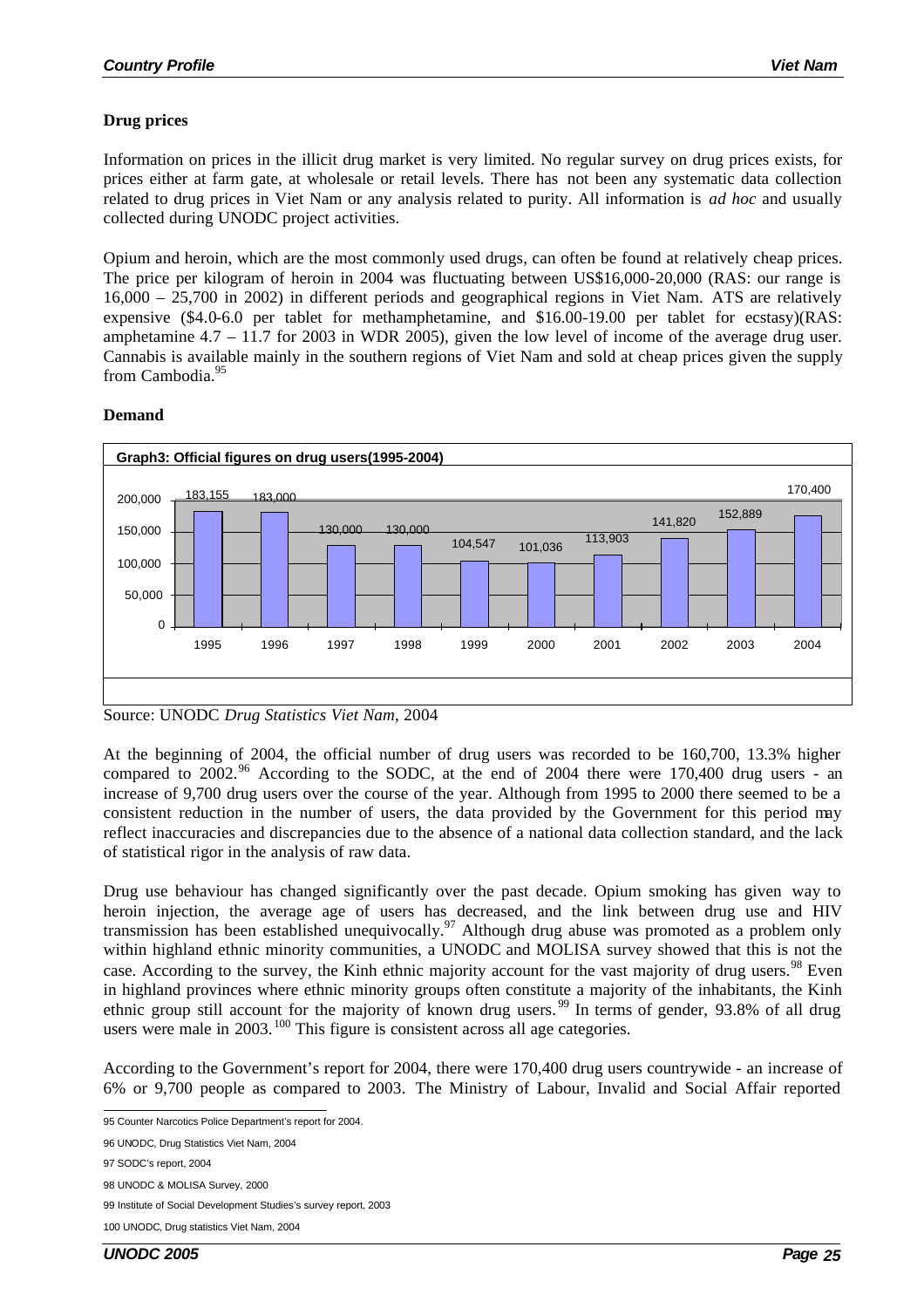**Drug prices**

Information on prices in the illicit drug market is very limited. No regular survey on drug prices exists, for prices either at farm gate, at wholesale or retail levels. There has not been any systematic data collection related to drug prices in Viet Nam or any analysis related to purity. All information is *ad hoc* and usually collected during UNODC project activities.

Opium and heroin, which are the most commonly used drugs, can often be found at relatively cheap prices. The price per kilogram of heroin in 2004 was fluctuating between US$16,000-20,000 (RAS: our range is 16,000 – 25,700 in 2002) in different periods and geographical regions in Viet Nam. ATS are relatively expensive ($4.0-6.0 per tablet for methamphetamine, and $16.00-19.00 per tablet for ecstasy)(RAS: amphetamine 4.7 – 11.7 for 2003 in WDR 2005), given the low level of income of the average drug user. Cannabis is available mainly in the southern regions of Viet Nam and sold at cheap prices given the supply from Cambodia.[95]

**Demand**

**Graph3: Official figures on drug users(1995-2004)**

| Year | Drug users |
|---|---|
| 1995 | 183,155 |
| 1996 | 183,000 |
| 1997 | 130,000 |
| 1998 | 130,000 |
| 1999 | 104,547 |
| 2000 | 101,036 |
| 2001 | 113,903 |
| 2002 | 141,820 |
| 2003 | 152,889 |
| 2004 | 170,400 |

Source: UNODC *Drug Statistics Viet Nam*, 2004

At the beginning of 2004, the official number of drug users was recorded to be 160,700, 13.3% higher compared to 2002.[96] According to the SODC, at the end of 2004 there were 170,400 drug users - an increase of 9,700 drug users over the course of the year. Although from 1995 to 2000 there seemed to be a consistent reduction in the number of users, the data provided by the Government for this period may reflect inaccuracies and discrepancies due to the absence of a national data collection standard, and the lack of statistical rigor in the analysis of raw data.

Drug use behaviour has changed significantly over the past decade. Opium smoking has given way to heroin injection, the average age of users has decreased, and the link between drug use and HIV transmission has been established unequivocally.[97] Although drug abuse was promoted as a problem only within highland ethnic minority communities, a UNODC and MOLISA survey showed that this is not the case. According to the survey, the Kinh ethnic majority account for the vast majority of drug users.[98] Even in highland provinces where ethnic minority groups often constitute a majority of the inhabitants, the Kinh ethnic group still account for the majority of known drug users.[99] In terms of gender, 93.8% of all drug users were male in 2003.[100] This figure is consistent across all age categories.

According to the Government's report for 2004, there were 170,400 drug users countrywide - an increase of 6% or 9,700 people as compared to 2003. The Ministry of Labour, Invalid and Social Affair reported

---

95 Counter Narcotics Police Department's report for 2004.

96 UNODC, Drug Statistics Viet Nam, 2004

97 SODC's report, 2004

98 UNODC & MOLISA Survey, 2000

99 Institute of Social Development Studies's survey report, 2003

100 UNODC, Drug statistics Viet Nam, 2004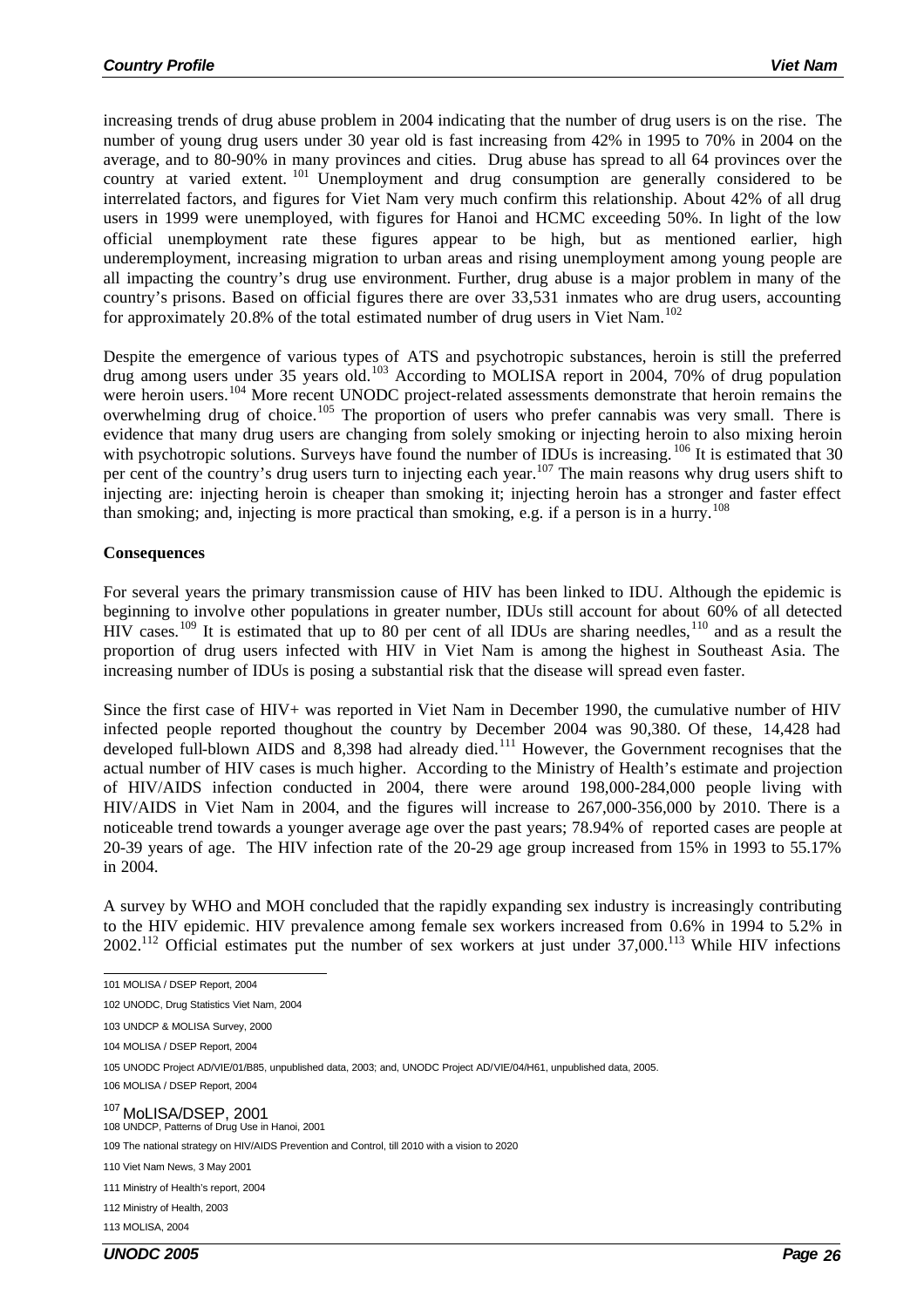increasing trends of drug abuse problem in 2004 indicating that the number of drug users is on the rise. The number of young drug users under 30 year old is fast increasing from 42% in 1995 to 70% in 2004 on the average, and to 80-90% in many provinces and cities. Drug abuse has spread to all 64 provinces over the country at varied extent.[101] Unemployment and drug consumption are generally considered to be interrelated factors, and figures for Viet Nam very much confirm this relationship. About 42% of all drug users in 1999 were unemployed, with figures for Hanoi and HCMC exceeding 50%. In light of the low official unemployment rate these figures appear to be high, but as mentioned earlier, high underemployment, increasing migration to urban areas and rising unemployment among young people are all impacting the country's drug use environment. Further, drug abuse is a major problem in many of the country's prisons. Based on official figures there are over 33,531 inmates who are drug users, accounting for approximately 20.8% of the total estimated number of drug users in Viet Nam.[102]

Despite the emergence of various types of ATS and psychotropic substances, heroin is still the preferred drug among users under 35 years old.[103] According to MOLISA report in 2004, 70% of drug population were heroin users.[104] More recent UNODC project-related assessments demonstrate that heroin remains the overwhelming drug of choice.[105] The proportion of users who prefer cannabis was very small. There is evidence that many drug users are changing from solely smoking or injecting heroin to also mixing heroin with psychotropic solutions. Surveys have found the number of IDUs is increasing.[106] It is estimated that 30 per cent of the country's drug users turn to injecting each year.[107] The main reasons why drug users shift to injecting are: injecting heroin is cheaper than smoking it; injecting heroin has a stronger and faster effect than smoking; and, injecting is more practical than smoking, e.g. if a person is in a hurry.[108]

**Consequences**

For several years the primary transmission cause of HIV has been linked to IDU. Although the epidemic is beginning to involve other populations in greater number, IDUs still account for about 60% of all detected HIV cases.[109] It is estimated that up to 80 per cent of all IDUs are sharing needles,[110] and as a result the proportion of drug users infected with HIV in Viet Nam is among the highest in Southeast Asia. The increasing number of IDUs is posing a substantial risk that the disease will spread even faster.

Since the first case of HIV+ was reported in Viet Nam in December 1990, the cumulative number of HIV infected people reported thoughout the country by December 2004 was 90,380. Of these, 14,428 had developed full-blown AIDS and 8,398 had already died.[111] However, the Government recognises that the actual number of HIV cases is much higher. According to the Ministry of Health's estimate and projection of HIV/AIDS infection conducted in 2004, there were around 198,000-284,000 people living with HIV/AIDS in Viet Nam in 2004, and the figures will increase to 267,000-356,000 by 2010. There is a noticeable trend towards a younger average age over the past years; 78.94% of reported cases are people at 20-39 years of age. The HIV infection rate of the 20-29 age group increased from 15% in 1993 to 55.17% in 2004.

A survey by WHO and MOH concluded that the rapidly expanding sex industry is increasingly contributing to the HIV epidemic. HIV prevalence among female sex workers increased from 0.6% in 1994 to 5.2% in 2002.[112] Official estimates put the number of sex workers at just under 37,000.[113] While HIV infections

---

101 MOLISA / DSEP Report, 2004

102 UNODC, Drug Statistics Viet Nam, 2004

103 UNDCP & MOLISA Survey, 2000

104 MOLISA / DSEP Report, 2004

105 UNODC Project AD/VIE/01/B85, unpublished data, 2003; and, UNODC Project AD/VIE/04/H61, unpublished data, 2005.

106 MOLISA / DSEP Report, 2004

107 MoLISA/DSEP, 2001

108 UNDCP, Patterns of Drug Use in Hanoi, 2001

109 The national strategy on HIV/AIDS Prevention and Control, till 2010 with a vision to 2020

110 Viet Nam News, 3 May 2001

111 Ministry of Health's report, 2004

112 Ministry of Health, 2003

113 MOLISA, 2004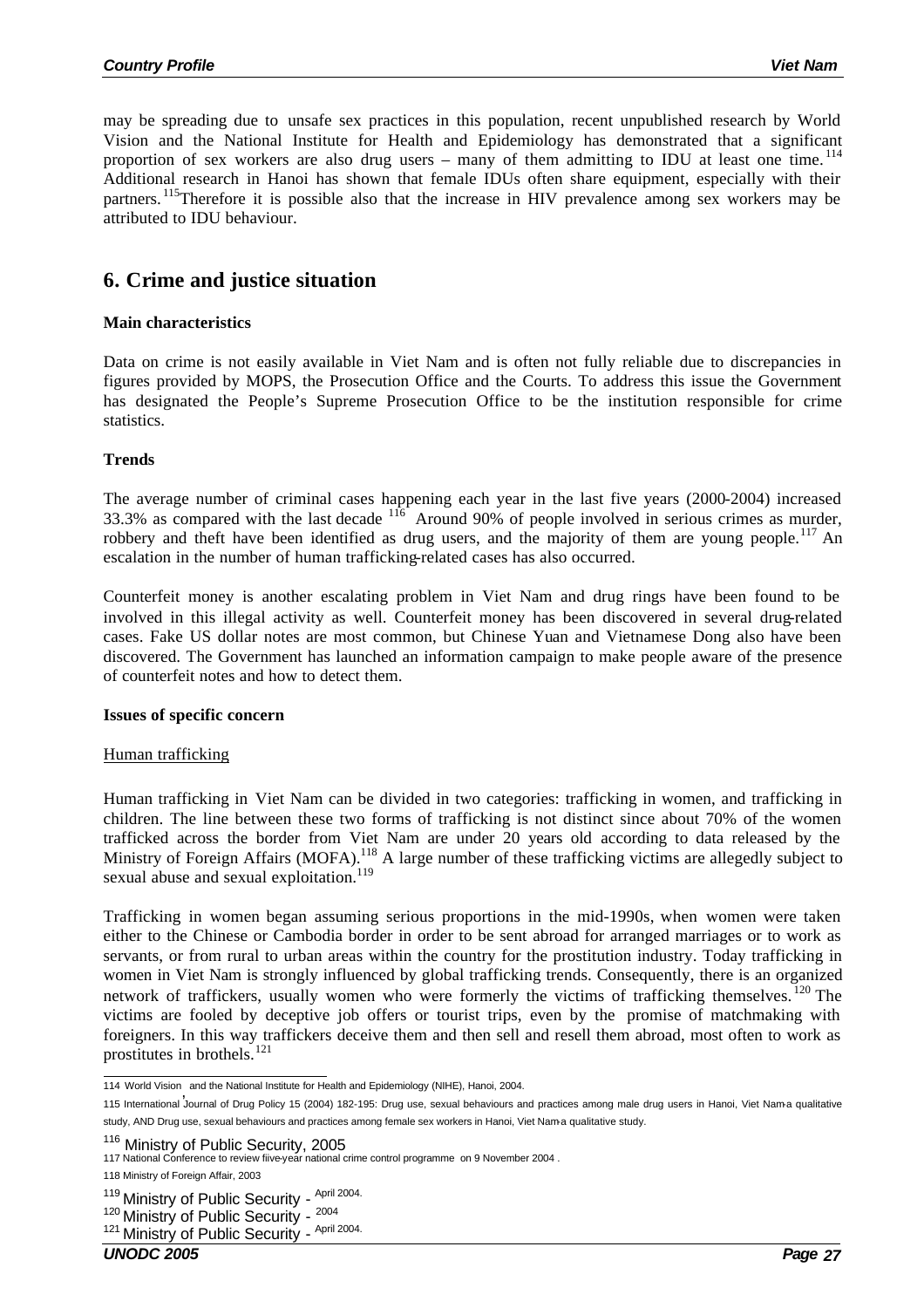may be spreading due to unsafe sex practices in this population, recent unpublished research by World Vision and the National Institute for Health and Epidemiology has demonstrated that a significant proportion of sex workers are also drug users – many of them admitting to IDU at least one time.[114] Additional research in Hanoi has shown that female IDUs often share equipment, especially with their partners.[115] Therefore it is possible also that the increase in HIV prevalence among sex workers may be attributed to IDU behaviour.

## 6. Crime and justice situation

**Main characteristics**

Data on crime is not easily available in Viet Nam and is often not fully reliable due to discrepancies in figures provided by MOPS, the Prosecution Office and the Courts. To address this issue the Government has designated the People's Supreme Prosecution Office to be the institution responsible for crime statistics.

**Trends**

The average number of criminal cases happening each year in the last five years (2000-2004) increased 33.3% as compared with the last decade [116] Around 90% of people involved in serious crimes as murder, robbery and theft have been identified as drug users, and the majority of them are young people.[117] An escalation in the number of human trafficking-related cases has also occurred.

Counterfeit money is another escalating problem in Viet Nam and drug rings have been found to be involved in this illegal activity as well. Counterfeit money has been discovered in several drug-related cases. Fake US dollar notes are most common, but Chinese Yuan and Vietnamese Dong also have been discovered. The Government has launched an information campaign to make people aware of the presence of counterfeit notes and how to detect them.

**Issues of specific concern**

Human trafficking

Human trafficking in Viet Nam can be divided in two categories: trafficking in women, and trafficking in children. The line between these two forms of trafficking is not distinct since about 70% of the women trafficked across the border from Viet Nam are under 20 years old according to data released by the Ministry of Foreign Affairs (MOFA).[118] A large number of these trafficking victims are allegedly subject to sexual abuse and sexual exploitation.[119]

Trafficking in women began assuming serious proportions in the mid-1990s, when women were taken either to the Chinese or Cambodia border in order to be sent abroad for arranged marriages or to work as servants, or from rural to urban areas within the country for the prostitution industry. Today trafficking in women in Viet Nam is strongly influenced by global trafficking trends. Consequently, there is an organized network of traffickers, usually women who were formerly the victims of trafficking themselves.[120] The victims are fooled by deceptive job offers or tourist trips, even by the promise of matchmaking with foreigners. In this way traffickers deceive them and then sell and resell them abroad, most often to work as prostitutes in brothels.[121]

---

114 World Vision and the National Institute for Health and Epidemiology (NIHE), Hanoi, 2004.

115 International Journal of Drug Policy 15 (2004) 182-195: Drug use, sexual behaviours and practices among male drug users in Hanoi, Viet Nam-a qualitative study, AND Drug use, sexual behaviours and practices among female sex workers in Hanoi, Viet Nam-a qualitative study.

116 Ministry of Public Security, 2005

117 National Conference to review fiive-year national crime control programme on 9 November 2004 .

118 Ministry of Foreign Affair, 2003

119 Ministry of Public Security - April 2004.

120 Ministry of Public Security - 2004

121 Ministry of Public Security - April 2004.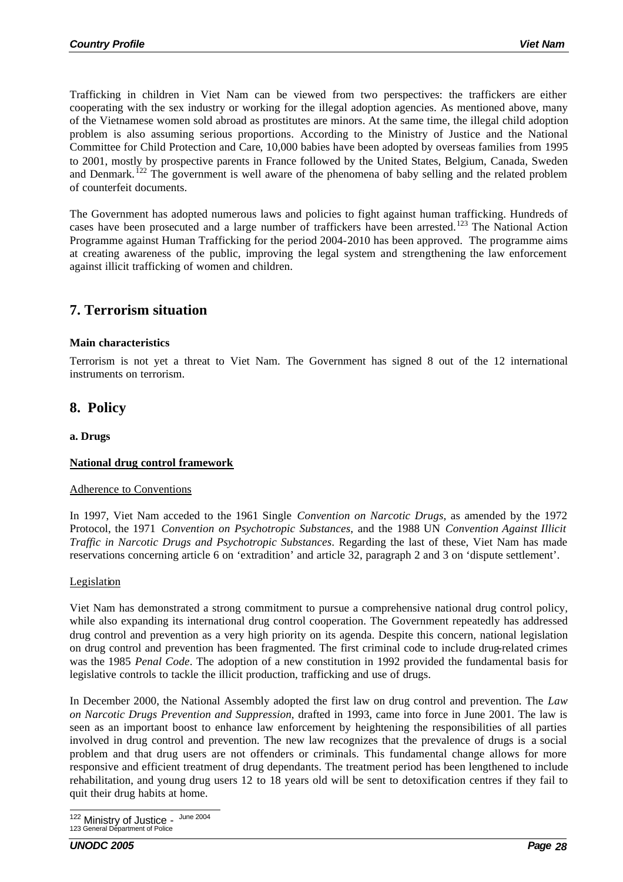Trafficking in children in Viet Nam can be viewed from two perspectives: the traffickers are either cooperating with the sex industry or working for the illegal adoption agencies. As mentioned above, many of the Vietnamese women sold abroad as prostitutes are minors. At the same time, the illegal child adoption problem is also assuming serious proportions. According to the Ministry of Justice and the National Committee for Child Protection and Care, 10,000 babies have been adopted by overseas families from 1995 to 2001, mostly by prospective parents in France followed by the United States, Belgium, Canada, Sweden and Denmark.[122] The government is well aware of the phenomena of baby selling and the related problem of counterfeit documents.

The Government has adopted numerous laws and policies to fight against human trafficking. Hundreds of cases have been prosecuted and a large number of traffickers have been arrested.[123] The National Action Programme against Human Trafficking for the period 2004-2010 has been approved. The programme aims at creating awareness of the public, improving the legal system and strengthening the law enforcement against illicit trafficking of women and children.

## 7. Terrorism situation

**Main characteristics**

Terrorism is not yet a threat to Viet Nam. The Government has signed 8 out of the 12 international instruments on terrorism.

## 8. Policy

**a. Drugs**

**National drug control framework**

Adherence to Conventions

In 1997, Viet Nam acceded to the 1961 Single *Convention on Narcotic Drugs*, as amended by the 1972 Protocol, the 1971 *Convention on Psychotropic Substances*, and the 1988 UN *Convention Against Illicit Traffic in Narcotic Drugs and Psychotropic Substances*. Regarding the last of these, Viet Nam has made reservations concerning article 6 on 'extradition' and article 32, paragraph 2 and 3 on 'dispute settlement'.

Legislation

Viet Nam has demonstrated a strong commitment to pursue a comprehensive national drug control policy, while also expanding its international drug control cooperation. The Government repeatedly has addressed drug control and prevention as a very high priority on its agenda. Despite this concern, national legislation on drug control and prevention has been fragmented. The first criminal code to include drug-related crimes was the 1985 *Penal Code*. The adoption of a new constitution in 1992 provided the fundamental basis for legislative controls to tackle the illicit production, trafficking and use of drugs.

In December 2000, the National Assembly adopted the first law on drug control and prevention. The *Law on Narcotic Drugs Prevention and Suppression*, drafted in 1993, came into force in June 2001. The law is seen as an important boost to enhance law enforcement by heightening the responsibilities of all parties involved in drug control and prevention. The new law recognizes that the prevalence of drugs is a social problem and that drug users are not offenders or criminals. This fundamental change allows for more responsive and efficient treatment of drug dependants. The treatment period has been lengthened to include rehabilitation, and young drug users 12 to 18 years old will be sent to detoxification centres if they fail to quit their drug habits at home.

---

[122] Ministry of Justice - June 2004

[123] General Department of Police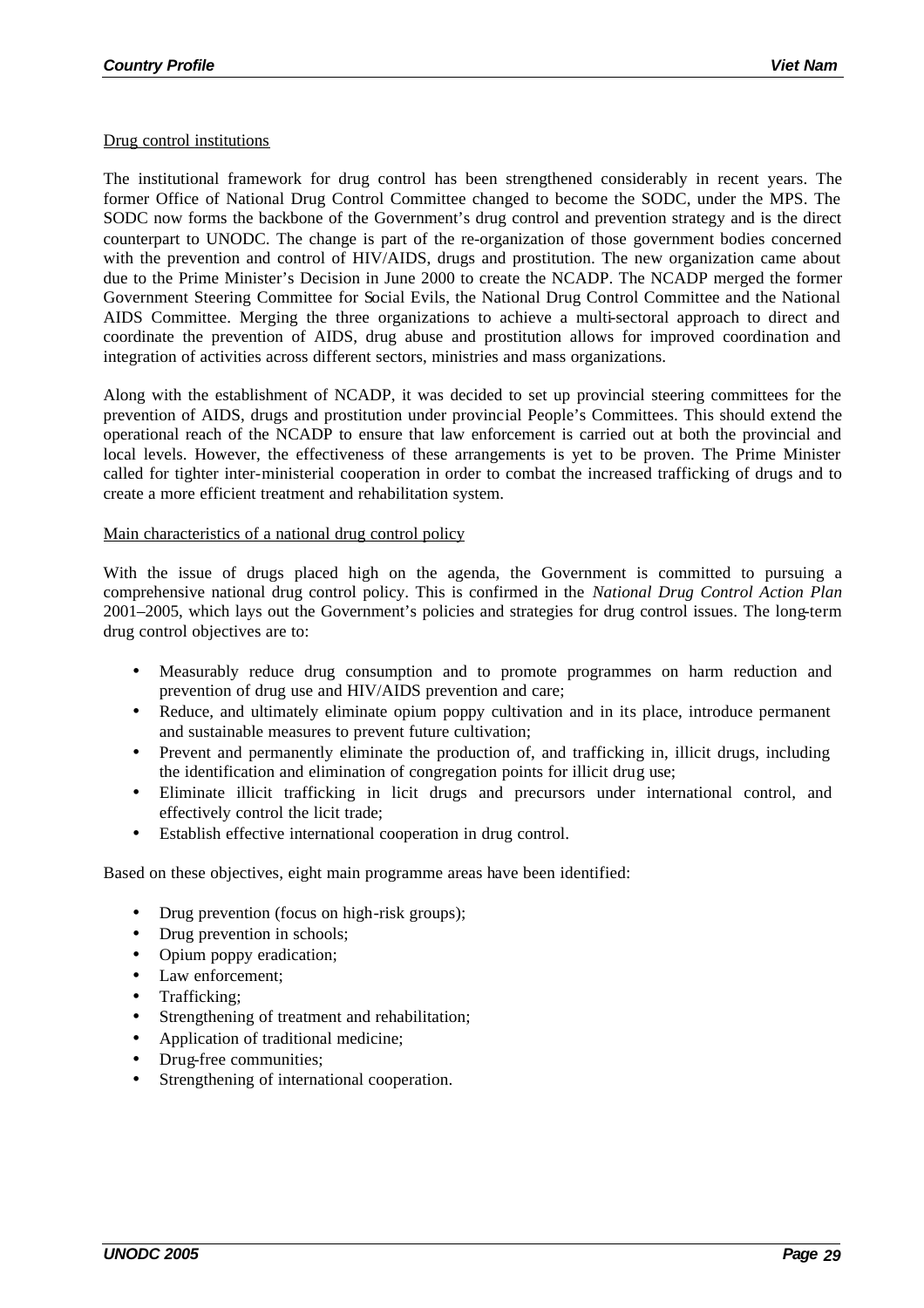Drug control institutions

The institutional framework for drug control has been strengthened considerably in recent years. The former Office of National Drug Control Committee changed to become the SODC, under the MPS. The SODC now forms the backbone of the Government's drug control and prevention strategy and is the direct counterpart to UNODC. The change is part of the re-organization of those government bodies concerned with the prevention and control of HIV/AIDS, drugs and prostitution. The new organization came about due to the Prime Minister's Decision in June 2000 to create the NCADP. The NCADP merged the former Government Steering Committee for Social Evils, the National Drug Control Committee and the National AIDS Committee. Merging the three organizations to achieve a multi-sectoral approach to direct and coordinate the prevention of AIDS, drug abuse and prostitution allows for improved coordination and integration of activities across different sectors, ministries and mass organizations.

Along with the establishment of NCADP, it was decided to set up provincial steering committees for the prevention of AIDS, drugs and prostitution under provincial People's Committees. This should extend the operational reach of the NCADP to ensure that law enforcement is carried out at both the provincial and local levels. However, the effectiveness of these arrangements is yet to be proven. The Prime Minister called for tighter inter-ministerial cooperation in order to combat the increased trafficking of drugs and to create a more efficient treatment and rehabilitation system.

Main characteristics of a national drug control policy

With the issue of drugs placed high on the agenda, the Government is committed to pursuing a comprehensive national drug control policy. This is confirmed in the *National Drug Control Action Plan* 2001–2005, which lays out the Government's policies and strategies for drug control issues. The long-term drug control objectives are to:

- Measurably reduce drug consumption and to promote programmes on harm reduction and prevention of drug use and HIV/AIDS prevention and care;
- Reduce, and ultimately eliminate opium poppy cultivation and in its place, introduce permanent and sustainable measures to prevent future cultivation;
- Prevent and permanently eliminate the production of, and trafficking in, illicit drugs, including the identification and elimination of congregation points for illicit drug use;
- Eliminate illicit trafficking in licit drugs and precursors under international control, and effectively control the licit trade;
- Establish effective international cooperation in drug control.

Based on these objectives, eight main programme areas have been identified:

- Drug prevention (focus on high-risk groups);
- Drug prevention in schools;
- Opium poppy eradication;
- Law enforcement;
- Trafficking;
- Strengthening of treatment and rehabilitation;
- Application of traditional medicine;
- Drug-free communities;
- Strengthening of international cooperation.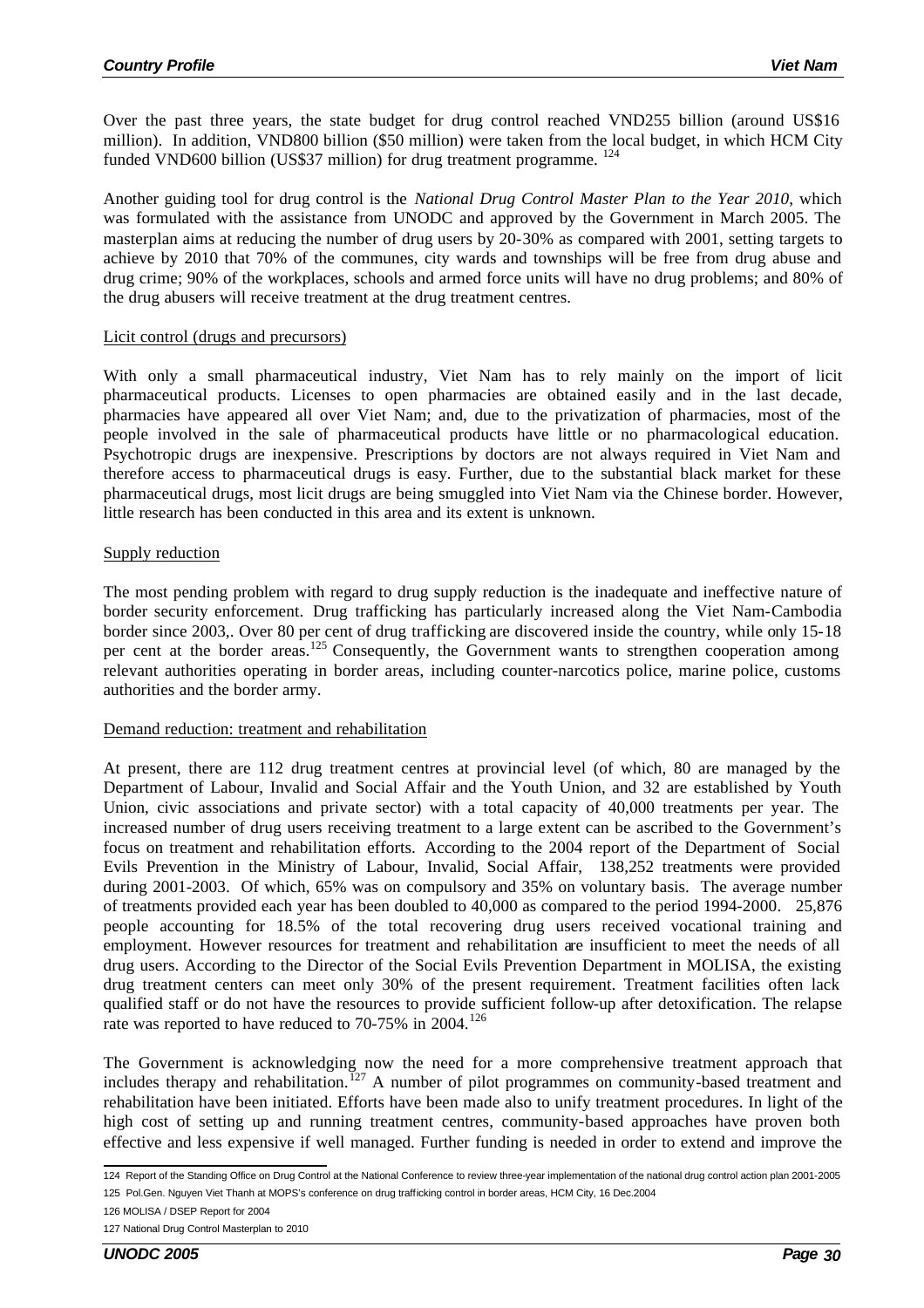Over the past three years, the state budget for drug control reached VND255 billion (around US$16 million). In addition, VND800 billion ($50 million) were taken from the local budget, in which HCM City funded VND600 billion (US$37 million) for drug treatment programme. [124]

Another guiding tool for drug control is the *National Drug Control Master Plan to the Year 2010*, which was formulated with the assistance from UNODC and approved by the Government in March 2005. The masterplan aims at reducing the number of drug users by 20-30% as compared with 2001, setting targets to achieve by 2010 that 70% of the communes, city wards and townships will be free from drug abuse and drug crime; 90% of the workplaces, schools and armed force units will have no drug problems; and 80% of the drug abusers will receive treatment at the drug treatment centres.

Licit control (drugs and precursors)

With only a small pharmaceutical industry, Viet Nam has to rely mainly on the import of licit pharmaceutical products. Licenses to open pharmacies are obtained easily and in the last decade, pharmacies have appeared all over Viet Nam; and, due to the privatization of pharmacies, most of the people involved in the sale of pharmaceutical products have little or no pharmacological education. Psychotropic drugs are inexpensive. Prescriptions by doctors are not always required in Viet Nam and therefore access to pharmaceutical drugs is easy. Further, due to the substantial black market for these pharmaceutical drugs, most licit drugs are being smuggled into Viet Nam via the Chinese border. However, little research has been conducted in this area and its extent is unknown.

Supply reduction

The most pending problem with regard to drug supply reduction is the inadequate and ineffective nature of border security enforcement. Drug trafficking has particularly increased along the Viet Nam-Cambodia border since 2003,. Over 80 per cent of drug trafficking are discovered inside the country, while only 15-18 per cent at the border areas.[125] Consequently, the Government wants to strengthen cooperation among relevant authorities operating in border areas, including counter-narcotics police, marine police, customs authorities and the border army.

Demand reduction: treatment and rehabilitation

At present, there are 112 drug treatment centres at provincial level (of which, 80 are managed by the Department of Labour, Invalid and Social Affair and the Youth Union, and 32 are established by Youth Union, civic associations and private sector) with a total capacity of 40,000 treatments per year. The increased number of drug users receiving treatment to a large extent can be ascribed to the Government's focus on treatment and rehabilitation efforts. According to the 2004 report of the Department of Social Evils Prevention in the Ministry of Labour, Invalid, Social Affair, 138,252 treatments were provided during 2001-2003. Of which, 65% was on compulsory and 35% on voluntary basis. The average number of treatments provided each year has been doubled to 40,000 as compared to the period 1994-2000. 25,876 people accounting for 18.5% of the total recovering drug users received vocational training and employment. However resources for treatment and rehabilitation are insufficient to meet the needs of all drug users. According to the Director of the Social Evils Prevention Department in MOLISA, the existing drug treatment centers can meet only 30% of the present requirement. Treatment facilities often lack qualified staff or do not have the resources to provide sufficient follow-up after detoxification. The relapse rate was reported to have reduced to 70-75% in 2004.[126]

The Government is acknowledging now the need for a more comprehensive treatment approach that includes therapy and rehabilitation.[127] A number of pilot programmes on community-based treatment and rehabilitation have been initiated. Efforts have been made also to unify treatment procedures. In light of the high cost of setting up and running treatment centres, community-based approaches have proven both effective and less expensive if well managed. Further funding is needed in order to extend and improve the

---

124 Report of the Standing Office on Drug Control at the National Conference to review three-year implementation of the national drug control action plan 2001-2005

125 Pol.Gen. Nguyen Viet Thanh at MOPS's conference on drug trafficking control in border areas, HCM City, 16 Dec.2004

126 MOLISA / DSEP Report for 2004

127 National Drug Control Masterplan to 2010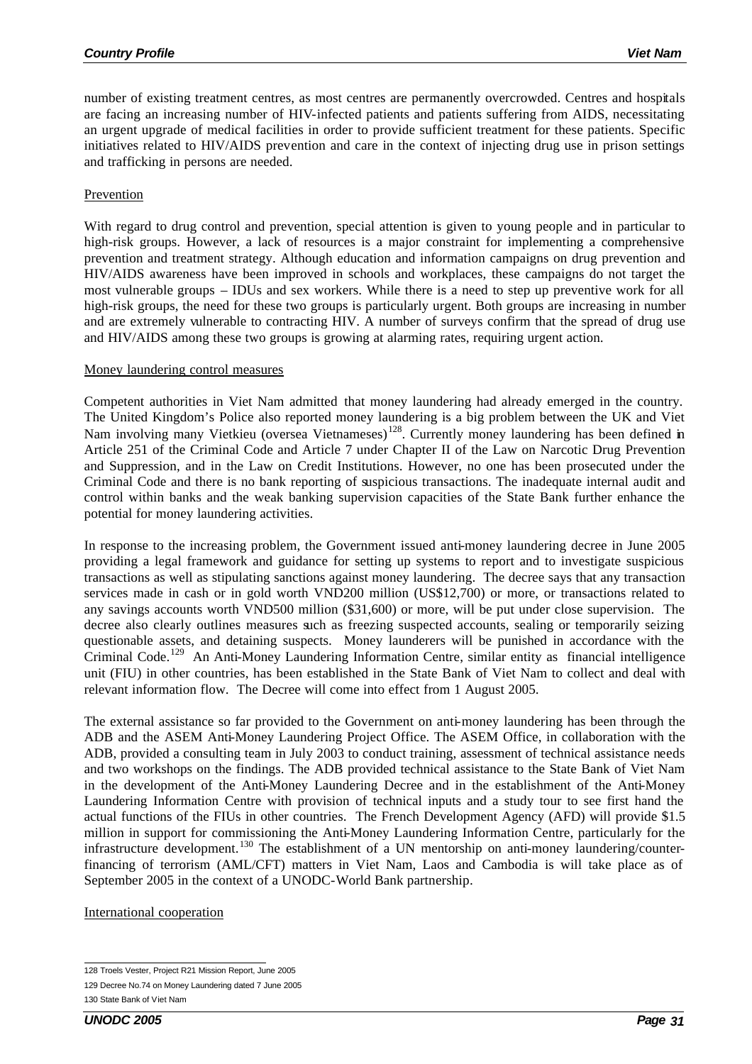number of existing treatment centres, as most centres are permanently overcrowded. Centres and hospitals are facing an increasing number of HIV-infected patients and patients suffering from AIDS, necessitating an urgent upgrade of medical facilities in order to provide sufficient treatment for these patients. Specific initiatives related to HIV/AIDS prevention and care in the context of injecting drug use in prison settings and trafficking in persons are needed.

Prevention

With regard to drug control and prevention, special attention is given to young people and in particular to high-risk groups. However, a lack of resources is a major constraint for implementing a comprehensive prevention and treatment strategy. Although education and information campaigns on drug prevention and HIV/AIDS awareness have been improved in schools and workplaces, these campaigns do not target the most vulnerable groups – IDUs and sex workers. While there is a need to step up preventive work for all high-risk groups, the need for these two groups is particularly urgent. Both groups are increasing in number and are extremely vulnerable to contracting HIV. A number of surveys confirm that the spread of drug use and HIV/AIDS among these two groups is growing at alarming rates, requiring urgent action.

Money laundering control measures

Competent authorities in Viet Nam admitted that money laundering had already emerged in the country. The United Kingdom's Police also reported money laundering is a big problem between the UK and Viet Nam involving many Vietkieu (oversea Vietnameses)[128]. Currently money laundering has been defined in Article 251 of the Criminal Code and Article 7 under Chapter II of the Law on Narcotic Drug Prevention and Suppression, and in the Law on Credit Institutions. However, no one has been prosecuted under the Criminal Code and there is no bank reporting of suspicious transactions. The inadequate internal audit and control within banks and the weak banking supervision capacities of the State Bank further enhance the potential for money laundering activities.

In response to the increasing problem, the Government issued anti-money laundering decree in June 2005 providing a legal framework and guidance for setting up systems to report and to investigate suspicious transactions as well as stipulating sanctions against money laundering. The decree says that any transaction services made in cash or in gold worth VND200 million (US$12,700) or more, or transactions related to any savings accounts worth VND500 million ($31,600) or more, will be put under close supervision. The decree also clearly outlines measures such as freezing suspected accounts, sealing or temporarily seizing questionable assets, and detaining suspects. Money launderers will be punished in accordance with the Criminal Code.[129] An Anti-Money Laundering Information Centre, similar entity as financial intelligence unit (FIU) in other countries, has been established in the State Bank of Viet Nam to collect and deal with relevant information flow. The Decree will come into effect from 1 August 2005.

The external assistance so far provided to the Government on anti-money laundering has been through the ADB and the ASEM Anti-Money Laundering Project Office. The ASEM Office, in collaboration with the ADB, provided a consulting team in July 2003 to conduct training, assessment of technical assistance needs and two workshops on the findings. The ADB provided technical assistance to the State Bank of Viet Nam in the development of the Anti-Money Laundering Decree and in the establishment of the Anti-Money Laundering Information Centre with provision of technical inputs and a study tour to see first hand the actual functions of the FIUs in other countries. The French Development Agency (AFD) will provide $1.5 million in support for commissioning the Anti-Money Laundering Information Centre, particularly for the infrastructure development.[130] The establishment of a UN mentorship on anti-money laundering/counter-financing of terrorism (AML/CFT) matters in Viet Nam, Laos and Cambodia is will take place as of September 2005 in the context of a UNODC-World Bank partnership.

International cooperation

---

128 Troels Vester, Project R21 Mission Report, June 2005

129 Decree No.74 on Money Laundering dated 7 June 2005

130 State Bank of Viet Nam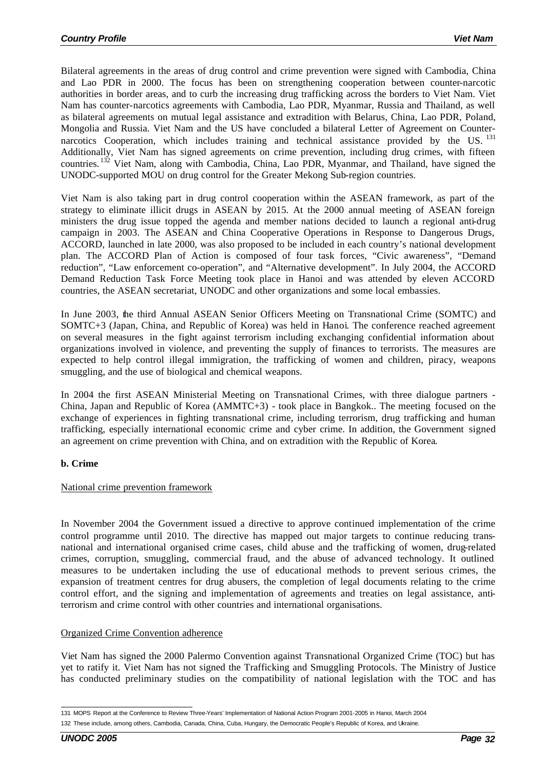Bilateral agreements in the areas of drug control and crime prevention were signed with Cambodia, China and Lao PDR in 2000. The focus has been on strengthening cooperation between counter-narcotic authorities in border areas, and to curb the increasing drug trafficking across the borders to Viet Nam. Viet Nam has counter-narcotics agreements with Cambodia, Lao PDR, Myanmar, Russia and Thailand, as well as bilateral agreements on mutual legal assistance and extradition with Belarus, China, Lao PDR, Poland, Mongolia and Russia. Viet Nam and the US have concluded a bilateral Letter of Agreement on Counter-narcotics Cooperation, which includes training and technical assistance provided by the US.[131] Additionally, Viet Nam has signed agreements on crime prevention, including drug crimes, with fifteen countries.[132] Viet Nam, along with Cambodia, China, Lao PDR, Myanmar, and Thailand, have signed the UNODC-supported MOU on drug control for the Greater Mekong Sub-region countries.

Viet Nam is also taking part in drug control cooperation within the ASEAN framework, as part of the strategy to eliminate illicit drugs in ASEAN by 2015. At the 2000 annual meeting of ASEAN foreign ministers the drug issue topped the agenda and member nations decided to launch a regional anti-drug campaign in 2003. The ASEAN and China Cooperative Operations in Response to Dangerous Drugs, ACCORD, launched in late 2000, was also proposed to be included in each country's national development plan. The ACCORD Plan of Action is composed of four task forces, "Civic awareness", "Demand reduction", "Law enforcement co-operation", and "Alternative development". In July 2004, the ACCORD Demand Reduction Task Force Meeting took place in Hanoi and was attended by eleven ACCORD countries, the ASEAN secretariat, UNODC and other organizations and some local embassies.

In June 2003, the third Annual ASEAN Senior Officers Meeting on Transnational Crime (SOMTC) and SOMTC+3 (Japan, China, and Republic of Korea) was held in Hanoi. The conference reached agreement on several measures in the fight against terrorism including exchanging confidential information about organizations involved in violence, and preventing the supply of finances to terrorists. The measures are expected to help control illegal immigration, the trafficking of women and children, piracy, weapons smuggling, and the use of biological and chemical weapons.

In 2004 the first ASEAN Ministerial Meeting on Transnational Crimes, with three dialogue partners - China, Japan and Republic of Korea (AMMTC+3) - took place in Bangkok.. The meeting focused on the exchange of experiences in fighting transnational crime, including terrorism, drug trafficking and human trafficking, especially international economic crime and cyber crime. In addition, the Government signed an agreement on crime prevention with China, and on extradition with the Republic of Korea.

**b. Crime**

National crime prevention framework

In November 2004 the Government issued a directive to approve continued implementation of the crime control programme until 2010. The directive has mapped out major targets to continue reducing trans-national and international organised crime cases, child abuse and the trafficking of women, drug-related crimes, corruption, smuggling, commercial fraud, and the abuse of advanced technology. It outlined measures to be undertaken including the use of educational methods to prevent serious crimes, the expansion of treatment centres for drug abusers, the completion of legal documents relating to the crime control effort, and the signing and implementation of agreements and treaties on legal assistance, anti-terrorism and crime control with other countries and international organisations.

Organized Crime Convention adherence

Viet Nam has signed the 2000 Palermo Convention against Transnational Organized Crime (TOC) but has yet to ratify it. Viet Nam has not signed the Trafficking and Smuggling Protocols. The Ministry of Justice has conducted preliminary studies on the compatibility of national legislation with the TOC and has

---

131 MOPS Report at the Conference to Review Three-Years' Implementation of National Action Program 2001-2005 in Hanoi, March 2004

132 These include, among others, Cambodia, Canada, China, Cuba, Hungary, the Democratic People's Republic of Korea, and Ukraine.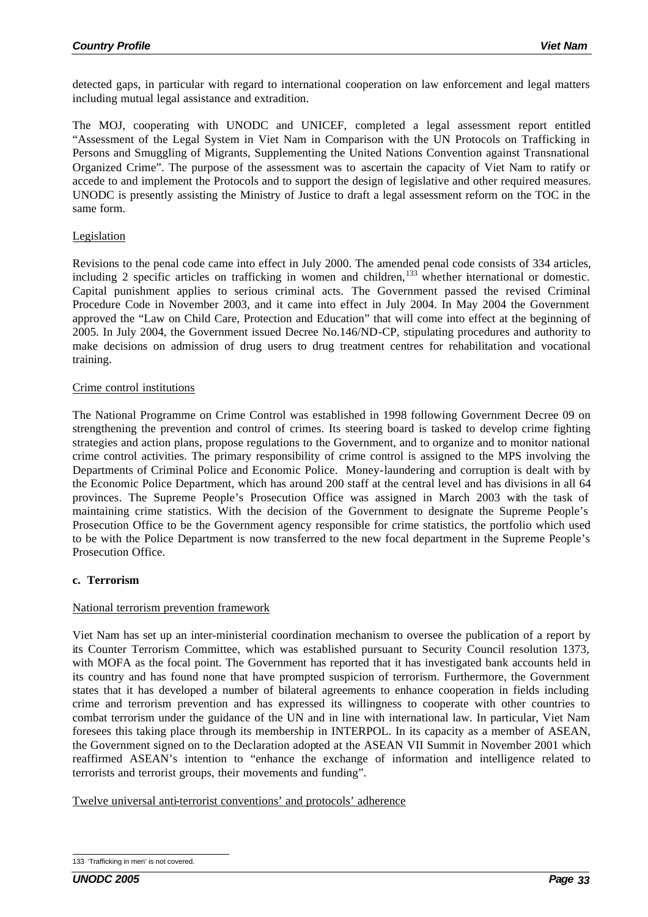detected gaps, in particular with regard to international cooperation on law enforcement and legal matters including mutual legal assistance and extradition.

The MOJ, cooperating with UNODC and UNICEF, completed a legal assessment report entitled "Assessment of the Legal System in Viet Nam in Comparison with the UN Protocols on Trafficking in Persons and Smuggling of Migrants, Supplementing the United Nations Convention against Transnational Organized Crime". The purpose of the assessment was to ascertain the capacity of Viet Nam to ratify or accede to and implement the Protocols and to support the design of legislative and other required measures. UNODC is presently assisting the Ministry of Justice to draft a legal assessment reform on the TOC in the same form.

Legislation

Revisions to the penal code came into effect in July 2000. The amended penal code consists of 334 articles, including 2 specific articles on trafficking in women and children,[133] whether international or domestic. Capital punishment applies to serious criminal acts. The Government passed the revised Criminal Procedure Code in November 2003, and it came into effect in July 2004. In May 2004 the Government approved the "Law on Child Care, Protection and Education" that will come into effect at the beginning of 2005. In July 2004, the Government issued Decree No.146/ND-CP, stipulating procedures and authority to make decisions on admission of drug users to drug treatment centres for rehabilitation and vocational training.

Crime control institutions

The National Programme on Crime Control was established in 1998 following Government Decree 09 on strengthening the prevention and control of crimes. Its steering board is tasked to develop crime fighting strategies and action plans, propose regulations to the Government, and to organize and to monitor national crime control activities. The primary responsibility of crime control is assigned to the MPS involving the Departments of Criminal Police and Economic Police. Money-laundering and corruption is dealt with by the Economic Police Department, which has around 200 staff at the central level and has divisions in all 64 provinces. The Supreme People's Prosecution Office was assigned in March 2003 with the task of maintaining crime statistics. With the decision of the Government to designate the Supreme People's Prosecution Office to be the Government agency responsible for crime statistics, the portfolio which used to be with the Police Department is now transferred to the new focal department in the Supreme People's Prosecution Office.

**c. Terrorism**

National terrorism prevention framework

Viet Nam has set up an inter-ministerial coordination mechanism to oversee the publication of a report by its Counter Terrorism Committee, which was established pursuant to Security Council resolution 1373, with MOFA as the focal point. The Government has reported that it has investigated bank accounts held in its country and has found none that have prompted suspicion of terrorism. Furthermore, the Government states that it has developed a number of bilateral agreements to enhance cooperation in fields including crime and terrorism prevention and has expressed its willingness to cooperate with other countries to combat terrorism under the guidance of the UN and in line with international law. In particular, Viet Nam foresees this taking place through its membership in INTERPOL. In its capacity as a member of ASEAN, the Government signed on to the Declaration adopted at the ASEAN VII Summit in November 2001 which reaffirmed ASEAN's intention to "enhance the exchange of information and intelligence related to terrorists and terrorist groups, their movements and funding".

Twelve universal anti-terrorist conventions' and protocols' adherence

133 'Trafficking in men' is not covered.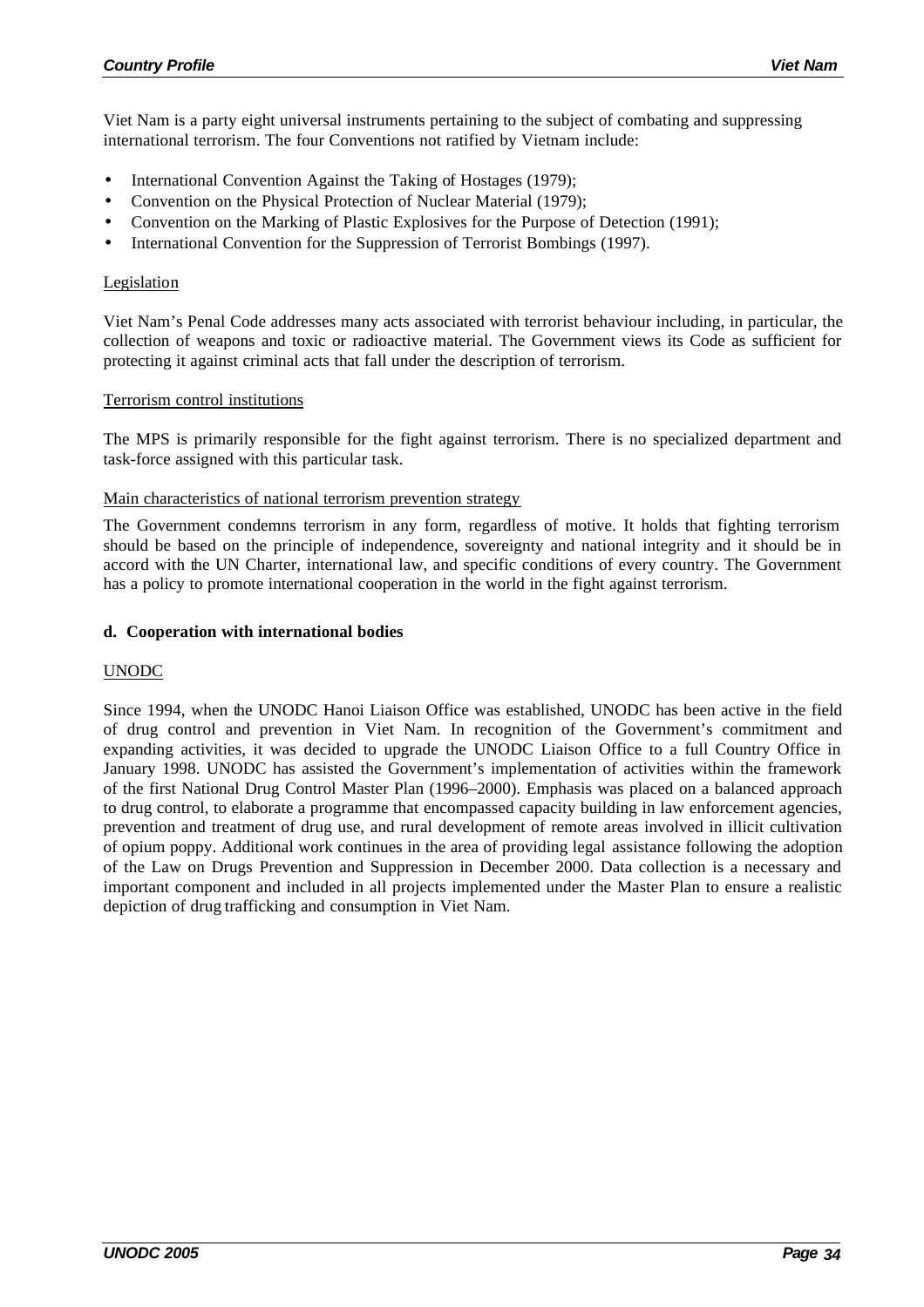Viet Nam is a party eight universal instruments pertaining to the subject of combating and suppressing international terrorism. The four Conventions not ratified by Vietnam include:

- International Convention Against the Taking of Hostages (1979);
- Convention on the Physical Protection of Nuclear Material (1979);
- Convention on the Marking of Plastic Explosives for the Purpose of Detection (1991);
- International Convention for the Suppression of Terrorist Bombings (1997).

Legislation

Viet Nam's Penal Code addresses many acts associated with terrorist behaviour including, in particular, the collection of weapons and toxic or radioactive material. The Government views its Code as sufficient for protecting it against criminal acts that fall under the description of terrorism.

Terrorism control institutions

The MPS is primarily responsible for the fight against terrorism. There is no specialized department and task-force assigned with this particular task.

Main characteristics of national terrorism prevention strategy

The Government condemns terrorism in any form, regardless of motive. It holds that fighting terrorism should be based on the principle of independence, sovereignty and national integrity and it should be in accord with the UN Charter, international law, and specific conditions of every country. The Government has a policy to promote international cooperation in the world in the fight against terrorism.

**d. Cooperation with international bodies**

UNODC

Since 1994, when the UNODC Hanoi Liaison Office was established, UNODC has been active in the field of drug control and prevention in Viet Nam. In recognition of the Government's commitment and expanding activities, it was decided to upgrade the UNODC Liaison Office to a full Country Office in January 1998. UNODC has assisted the Government's implementation of activities within the framework of the first National Drug Control Master Plan (1996–2000). Emphasis was placed on a balanced approach to drug control, to elaborate a programme that encompassed capacity building in law enforcement agencies, prevention and treatment of drug use, and rural development of remote areas involved in illicit cultivation of opium poppy. Additional work continues in the area of providing legal assistance following the adoption of the Law on Drugs Prevention and Suppression in December 2000. Data collection is a necessary and important component and included in all projects implemented under the Master Plan to ensure a realistic depiction of drug trafficking and consumption in Viet Nam.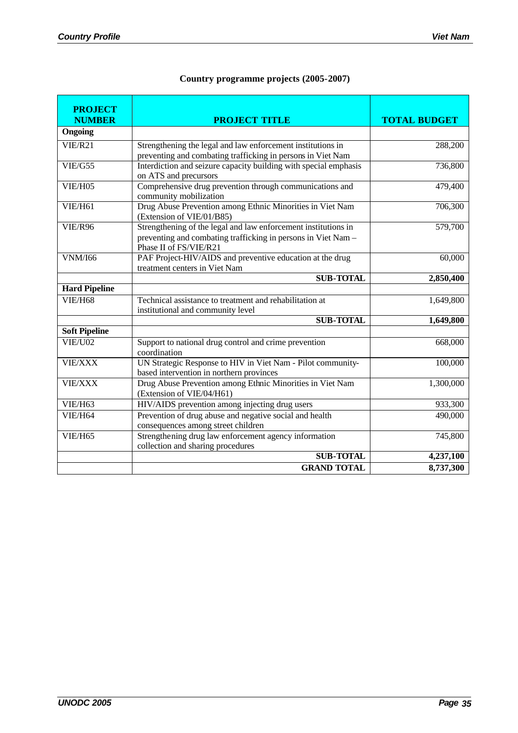## Country programme projects (2005-2007)

| PROJECT NUMBER | PROJECT TITLE | TOTAL BUDGET |
|---|---|---|
| **Ongoing** | | |
| VIE/R21 | Strengthening the legal and law enforcement institutions in preventing and combating trafficking in persons in Viet Nam | 288,200 |
| VIE/G55 | Interdiction and seizure capacity building with special emphasis on ATS and precursors | 736,800 |
| VIE/H05 | Comprehensive drug prevention through communications and community mobilization | 479,400 |
| VIE/H61 | Drug Abuse Prevention among Ethnic Minorities in Viet Nam (Extension of VIE/01/B85) | 706,300 |
| VIE/R96 | Strengthening of the legal and law enforcement institutions in preventing and combating trafficking in persons in Viet Nam – Phase II of FS/VIE/R21 | 579,700 |
| VNM/I66 | PAF Project-HIV/AIDS and preventive education at the drug treatment centers in Viet Nam | 60,000 |
| | **SUB-TOTAL** | **2,850,400** |
| **Hard Pipeline** | | |
| VIE/H68 | Technical assistance to treatment and rehabilitation at institutional and community level | 1,649,800 |
| | **SUB-TOTAL** | **1,649,800** |
| **Soft Pipeline** | | |
| VIE/U02 | Support to national drug control and crime prevention coordination | 668,000 |
| VIE/XXX | UN Strategic Response to HIV in Viet Nam - Pilot community-based intervention in northern provinces | 100,000 |
| VIE/XXX | Drug Abuse Prevention among Ethnic Minorities in Viet Nam (Extension of VIE/04/H61) | 1,300,000 |
| VIE/H63 | HIV/AIDS prevention among injecting drug users | 933,300 |
| VIE/H64 | Prevention of drug abuse and negative social and health consequences among street children | 490,000 |
| VIE/H65 | Strengthening drug law enforcement agency information collection and sharing procedures | 745,800 |
| | **SUB-TOTAL** | **4,237,100** |
| | **GRAND TOTAL** | **8,737,300** |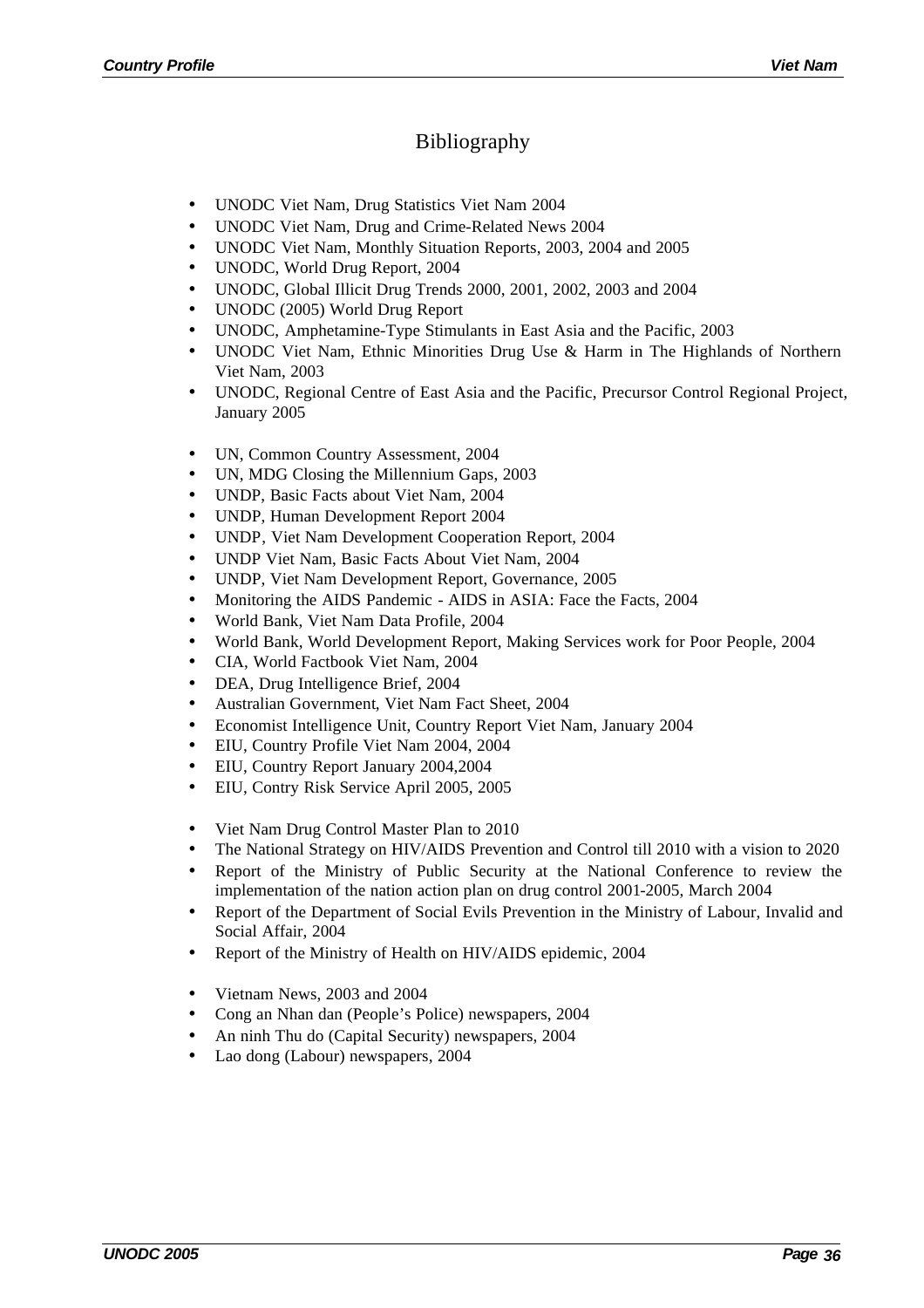# Bibliography

- UNODC Viet Nam, Drug Statistics Viet Nam 2004
- UNODC Viet Nam, Drug and Crime-Related News 2004
- UNODC Viet Nam, Monthly Situation Reports, 2003, 2004 and 2005
- UNODC, World Drug Report, 2004
- UNODC, Global Illicit Drug Trends 2000, 2001, 2002, 2003 and 2004
- UNODC (2005) World Drug Report
- UNODC, Amphetamine-Type Stimulants in East Asia and the Pacific, 2003
- UNODC Viet Nam, Ethnic Minorities Drug Use & Harm in The Highlands of Northern Viet Nam, 2003
- UNODC, Regional Centre of East Asia and the Pacific, Precursor Control Regional Project, January 2005

- UN, Common Country Assessment, 2004
- UN, MDG Closing the Millennium Gaps, 2003
- UNDP, Basic Facts about Viet Nam, 2004
- UNDP, Human Development Report 2004
- UNDP, Viet Nam Development Cooperation Report, 2004
- UNDP Viet Nam, Basic Facts About Viet Nam, 2004
- UNDP, Viet Nam Development Report, Governance, 2005
- Monitoring the AIDS Pandemic - AIDS in ASIA: Face the Facts, 2004
- World Bank, Viet Nam Data Profile, 2004
- World Bank, World Development Report, Making Services work for Poor People, 2004
- CIA, World Factbook Viet Nam, 2004
- DEA, Drug Intelligence Brief, 2004
- Australian Government, Viet Nam Fact Sheet, 2004
- Economist Intelligence Unit, Country Report Viet Nam, January 2004
- EIU, Country Profile Viet Nam 2004, 2004
- EIU, Country Report January 2004,2004
- EIU, Contry Risk Service April 2005, 2005

- Viet Nam Drug Control Master Plan to 2010
- The National Strategy on HIV/AIDS Prevention and Control till 2010 with a vision to 2020
- Report of the Ministry of Public Security at the National Conference to review the implementation of the nation action plan on drug control 2001-2005, March 2004
- Report of the Department of Social Evils Prevention in the Ministry of Labour, Invalid and Social Affair, 2004
- Report of the Ministry of Health on HIV/AIDS epidemic, 2004

- Vietnam News, 2003 and 2004
- Cong an Nhan dan (People's Police) newspapers, 2004
- An ninh Thu do (Capital Security) newspapers, 2004
- Lao dong (Labour) newspapers, 2004